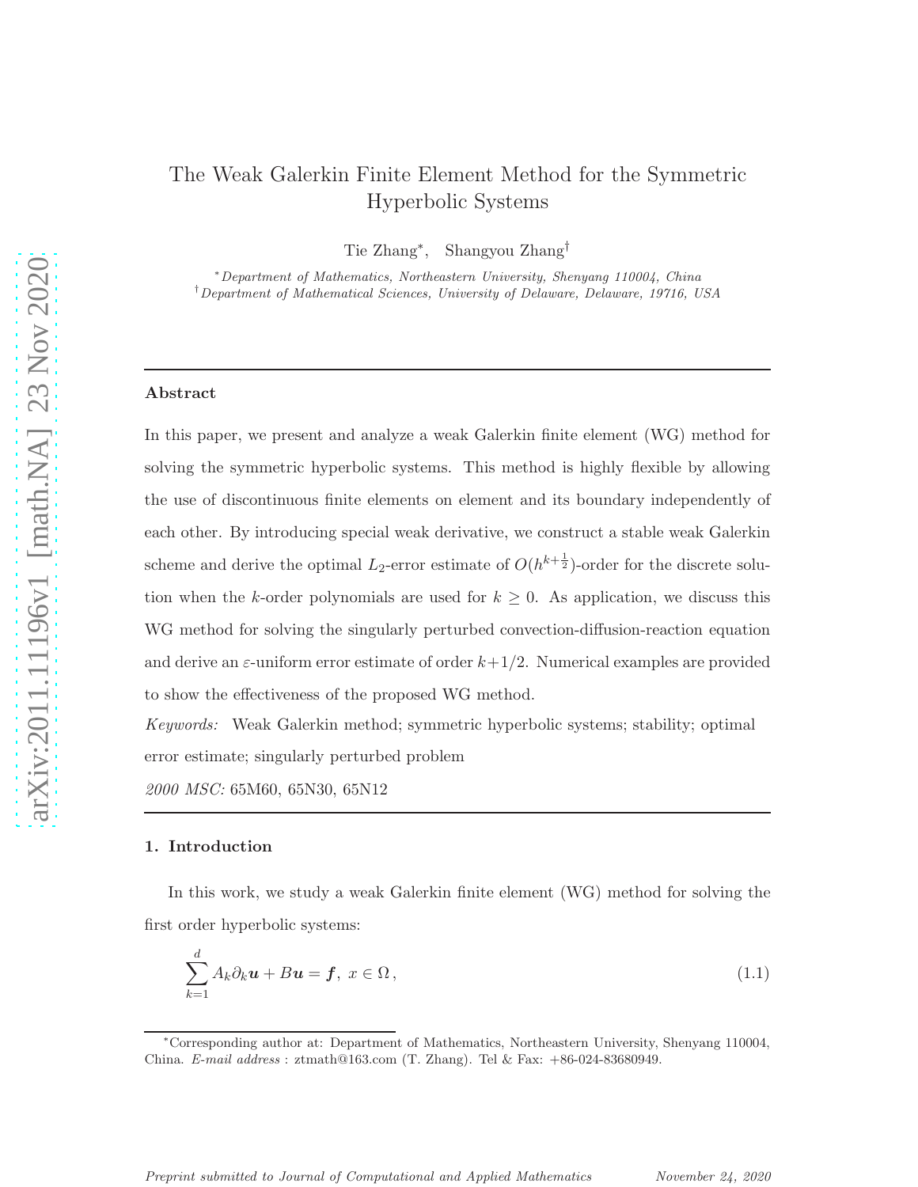# The Weak Galerkin Finite Element Method for the Symmetric Hyperbolic Systems

Tie Zhang[*], Shangyou Zhang[†]

[*] *Department of Mathematics, Northeastern University, Shenyang 110004, China*
[†] *Department of Mathematical Sciences, University of Delaware, Delaware, 19716, USA*

---

**Abstract**

In this paper, we present and analyze a weak Galerkin finite element (WG) method for solving the symmetric hyperbolic systems. This method is highly flexible by allowing the use of discontinuous finite elements on element and its boundary independently of each other. By introducing special weak derivative, we construct a stable weak Galerkin scheme and derive the optimal $L_2$-error estimate of $O(h^{k+\frac{1}{2}})$-order for the discrete solution when the $k$-order polynomials are used for $k \geq 0$. As application, we discuss this WG method for solving the singularly perturbed convection-diffusion-reaction equation and derive an $\varepsilon$-uniform error estimate of order $k+1/2$. Numerical examples are provided to show the effectiveness of the proposed WG method.

*Keywords:* Weak Galerkin method; symmetric hyperbolic systems; stability; optimal error estimate; singularly perturbed problem

*2000 MSC:* 65M60, 65N30, 65N12

---

## 1. Introduction

In this work, we study a weak Galerkin finite element (WG) method for solving the first order hyperbolic systems:

$$\sum_{k=1}^{d} A_k \partial_k \boldsymbol{u} + B\boldsymbol{u} = \boldsymbol{f},\ x \in \Omega, \tag{1.1}$$

---

[*]Corresponding author at: Department of Mathematics, Northeastern University, Shenyang 110004, China. *E-mail address* : ztmath@163.com (T. Zhang). Tel & Fax: +86-024-83680949.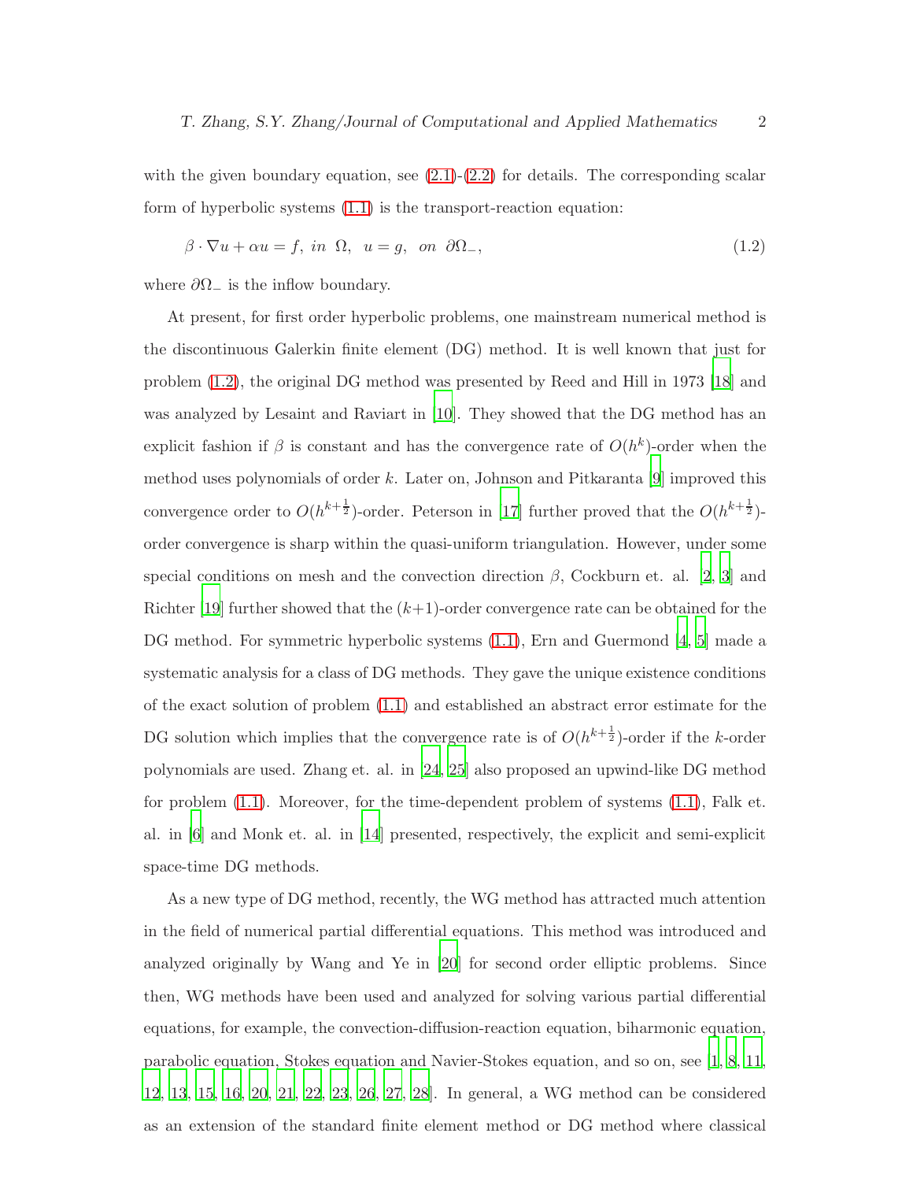with the given boundary equation, see (2.1)-(2.2) for details. The corresponding scalar form of hyperbolic systems (1.1) is the transport-reaction equation:

$$\beta \cdot \nabla u + \alpha u = f, \ in \ \Omega, \ \ u = g, \ \ on \ \partial\Omega_-, \tag{1.2}$$

where $\partial\Omega_-$ is the inflow boundary.

At present, for first order hyperbolic problems, one mainstream numerical method is the discontinuous Galerkin finite element (DG) method. It is well known that just for problem (1.2), the original DG method was presented by Reed and Hill in 1973 [18] and was analyzed by Lesaint and Raviart in [10]. They showed that the DG method has an explicit fashion if $\beta$ is constant and has the convergence rate of $O(h^k)$-order when the method uses polynomials of order $k$. Later on, Johnson and Pitkaranta [9] improved this convergence order to $O(h^{k+\frac{1}{2}})$-order. Peterson in [17] further proved that the $O(h^{k+\frac{1}{2}})$-order convergence is sharp within the quasi-uniform triangulation. However, under some special conditions on mesh and the convection direction $\beta$, Cockburn et. al. [2, 3] and Richter [19] further showed that the $(k+1)$-order convergence rate can be obtained for the DG method. For symmetric hyperbolic systems (1.1), Ern and Guermond [4, 5] made a systematic analysis for a class of DG methods. They gave the unique existence conditions of the exact solution of problem (1.1) and established an abstract error estimate for the DG solution which implies that the convergence rate is of $O(h^{k+\frac{1}{2}})$-order if the $k$-order polynomials are used. Zhang et. al. in [24, 25] also proposed an upwind-like DG method for problem (1.1). Moreover, for the time-dependent problem of systems (1.1), Falk et. al. in [6] and Monk et. al. in [14] presented, respectively, the explicit and semi-explicit space-time DG methods.

As a new type of DG method, recently, the WG method has attracted much attention in the field of numerical partial differential equations. This method was introduced and analyzed originally by Wang and Ye in [20] for second order elliptic problems. Since then, WG methods have been used and analyzed for solving various partial differential equations, for example, the convection-diffusion-reaction equation, biharmonic equation, parabolic equation, Stokes equation and Navier-Stokes equation, and so on, see [1, 8, 11, 12, 13, 15, 16, 20, 21, 22, 23, 26, 27, 28]. In general, a WG method can be considered as an extension of the standard finite element method or DG method where classical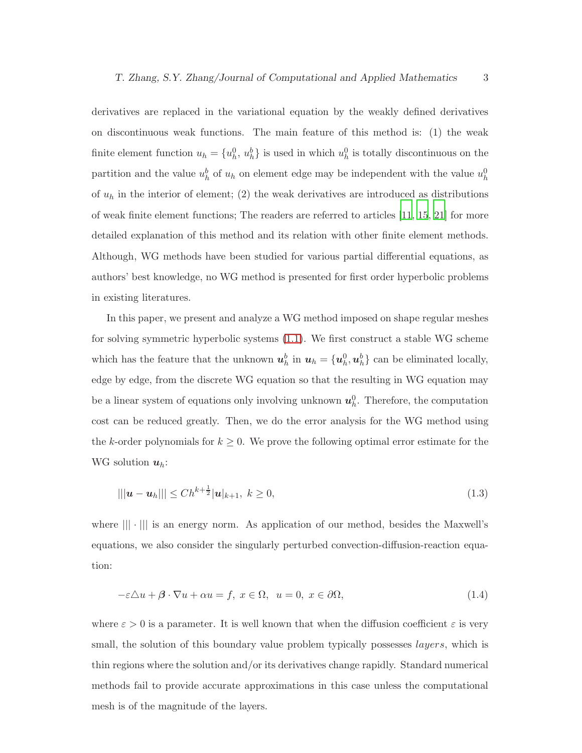derivatives are replaced in the variational equation by the weakly defined derivatives on discontinuous weak functions. The main feature of this method is: (1) the weak finite element function $u_h = \{u_h^0, u_h^b\}$ is used in which $u_h^0$ is totally discontinuous on the partition and the value $u_h^b$ of $u_h$ on element edge may be independent with the value $u_h^0$ of $u_h$ in the interior of element; (2) the weak derivatives are introduced as distributions of weak finite element functions; The readers are referred to articles [11, 15, 21] for more detailed explanation of this method and its relation with other finite element methods. Although, WG methods have been studied for various partial differential equations, as authors' best knowledge, no WG method is presented for first order hyperbolic problems in existing literatures.

In this paper, we present and analyze a WG method imposed on shape regular meshes for solving symmetric hyperbolic systems (1.1). We first construct a stable WG scheme which has the feature that the unknown $\boldsymbol{u}_h^b$ in $\boldsymbol{u}_h = \{\boldsymbol{u}_h^0, \boldsymbol{u}_h^b\}$ can be eliminated locally, edge by edge, from the discrete WG equation so that the resulting in WG equation may be a linear system of equations only involving unknown $\boldsymbol{u}_h^0$. Therefore, the computation cost can be reduced greatly. Then, we do the error analysis for the WG method using the $k$-order polynomials for $k \geq 0$. We prove the following optimal error estimate for the WG solution $\boldsymbol{u}_h$:

$$|||\boldsymbol{u} - \boldsymbol{u}_h||| \leq Ch^{k+\frac{1}{2}}|\boldsymbol{u}|_{k+1},\ k \geq 0, \tag{1.3}$$

where $|||\cdot|||$ is an energy norm. As application of our method, besides the Maxwell's equations, we also consider the singularly perturbed convection-diffusion-reaction equation:

$$-\varepsilon\triangle u + \boldsymbol{\beta}\cdot\nabla u + \alpha u = f,\ x \in \Omega,\ \ u = 0,\ x \in \partial\Omega, \tag{1.4}$$

where $\varepsilon > 0$ is a parameter. It is well known that when the diffusion coefficient $\varepsilon$ is very small, the solution of this boundary value problem typically possesses *layers*, which is thin regions where the solution and/or its derivatives change rapidly. Standard numerical methods fail to provide accurate approximations in this case unless the computational mesh is of the magnitude of the layers.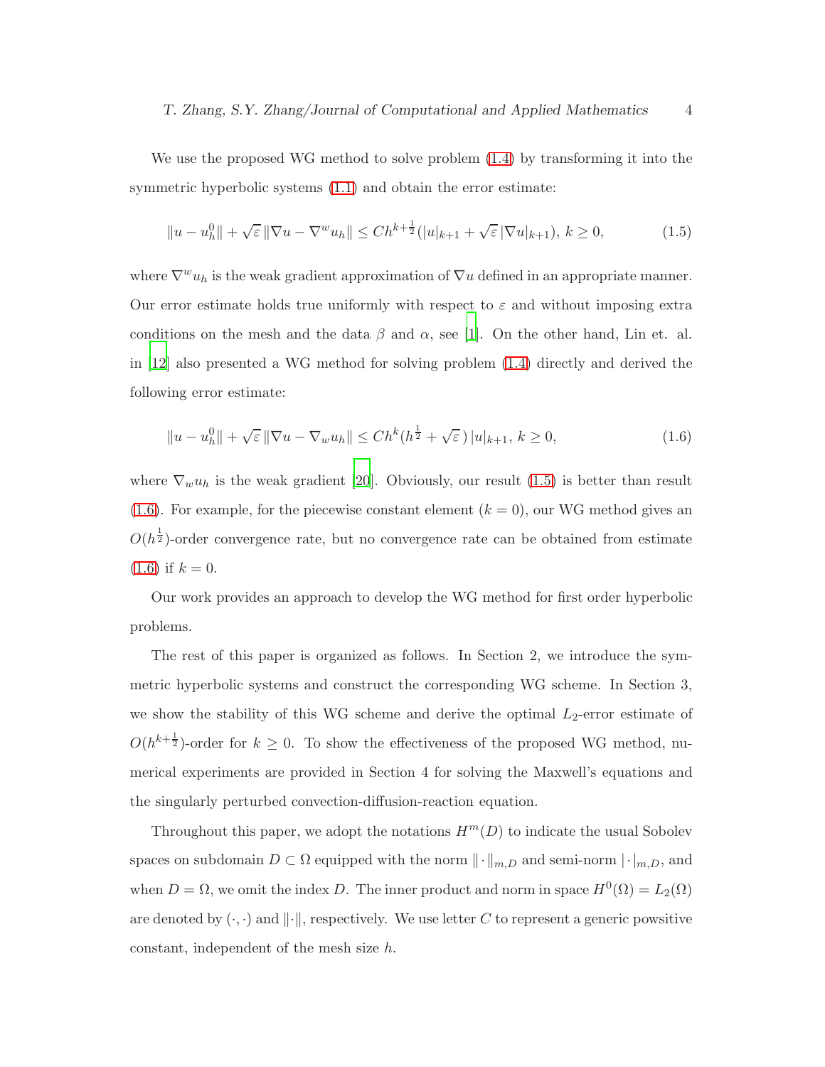We use the proposed WG method to solve problem (1.4) by transforming it into the symmetric hyperbolic systems (1.1) and obtain the error estimate:

$$\|u - u_h^0\| + \sqrt{\varepsilon}\,\|\nabla u - \nabla^w u_h\| \leq Ch^{k+\frac{1}{2}}(|u|_{k+1} + \sqrt{\varepsilon}\,|\nabla u|_{k+1}),\ k \geq 0, \tag{1.5}$$

where $\nabla^w u_h$ is the weak gradient approximation of $\nabla u$ defined in an appropriate manner. Our error estimate holds true uniformly with respect to $\varepsilon$ and without imposing extra conditions on the mesh and the data $\beta$ and $\alpha$, see [1]. On the other hand, Lin et. al. in [12] also presented a WG method for solving problem (1.4) directly and derived the following error estimate:

$$\|u - u_h^0\| + \sqrt{\varepsilon}\,\|\nabla u - \nabla_w u_h\| \leq Ch^k(h^{\frac{1}{2}} + \sqrt{\varepsilon}\,)\,|u|_{k+1},\ k \geq 0, \tag{1.6}$$

where $\nabla_w u_h$ is the weak gradient [20]. Obviously, our result (1.5) is better than result (1.6). For example, for the piecewise constant element ($k = 0$), our WG method gives an $O(h^{\frac{1}{2}})$-order convergence rate, but no convergence rate can be obtained from estimate (1.6) if $k = 0$.

Our work provides an approach to develop the WG method for first order hyperbolic problems.

The rest of this paper is organized as follows. In Section 2, we introduce the symmetric hyperbolic systems and construct the corresponding WG scheme. In Section 3, we show the stability of this WG scheme and derive the optimal $L_2$-error estimate of $O(h^{k+\frac{1}{2}})$-order for $k \geq 0$. To show the effectiveness of the proposed WG method, numerical experiments are provided in Section 4 for solving the Maxwell's equations and the singularly perturbed convection-diffusion-reaction equation.

Throughout this paper, we adopt the notations $H^m(D)$ to indicate the usual Sobolev spaces on subdomain $D \subset \Omega$ equipped with the norm $\|\cdot\|_{m,D}$ and semi-norm $|\cdot|_{m,D}$, and when $D = \Omega$, we omit the index $D$. The inner product and norm in space $H^0(\Omega) = L_2(\Omega)$ are denoted by $(\cdot,\cdot)$ and $\|\cdot\|$, respectively. We use letter $C$ to represent a generic powsitive constant, independent of the mesh size $h$.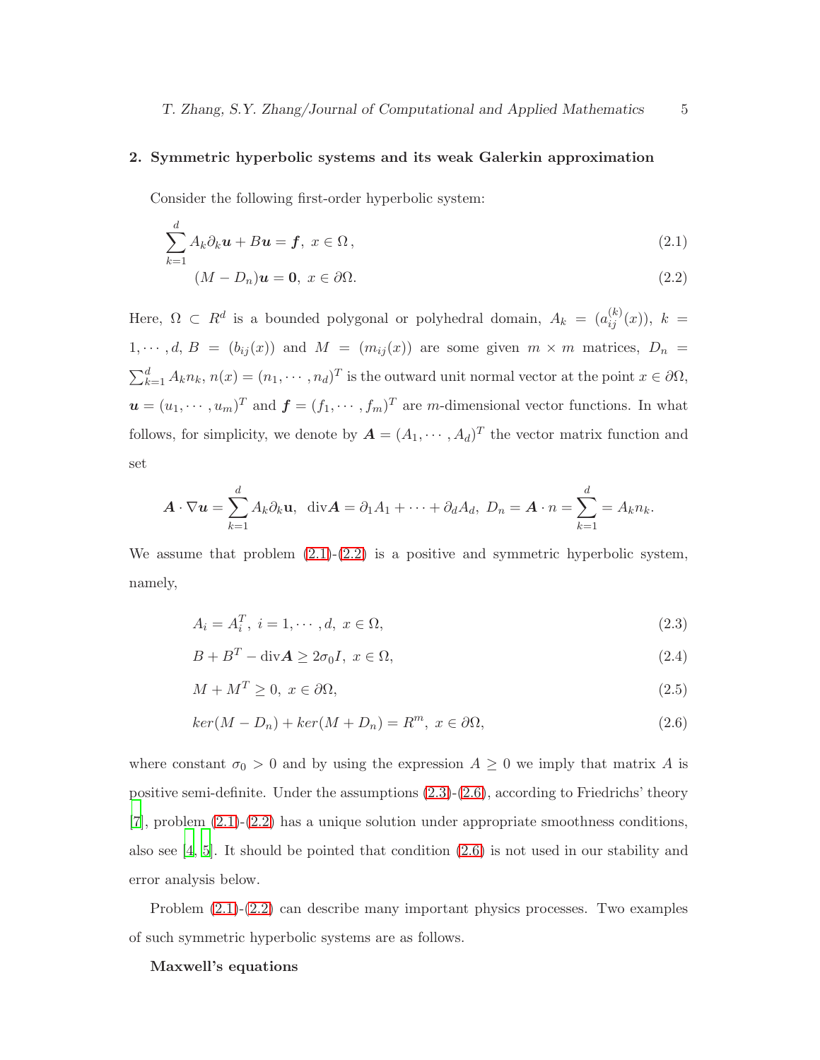## 2. Symmetric hyperbolic systems and its weak Galerkin approximation

Consider the following first-order hyperbolic system:

$$\sum_{k=1}^{d} A_k \partial_k \boldsymbol{u} + B\boldsymbol{u} = \boldsymbol{f},\ x \in \Omega, \tag{2.1}$$

$$(M - D_n)\boldsymbol{u} = \boldsymbol{0},\ x \in \partial\Omega. \tag{2.2}$$

Here, $\Omega \subset R^d$ is a bounded polygonal or polyhedral domain, $A_k = (a_{ij}^{(k)}(x))$, $k = 1, \cdots, d$, $B = (b_{ij}(x))$ and $M = (m_{ij}(x))$ are some given $m \times m$ matrices, $D_n = \sum_{k=1}^{d} A_k n_k$, $n(x) = (n_1, \cdots, n_d)^T$ is the outward unit normal vector at the point $x \in \partial\Omega$, $\boldsymbol{u} = (u_1, \cdots, u_m)^T$ and $\boldsymbol{f} = (f_1, \cdots, f_m)^T$ are $m$-dimensional vector functions. In what follows, for simplicity, we denote by $\boldsymbol{A} = (A_1, \cdots, A_d)^T$ the vector matrix function and set

$$\boldsymbol{A} \cdot \nabla \boldsymbol{u} = \sum_{k=1}^{d} A_k \partial_k \mathbf{u},\ \ \mathrm{div}\boldsymbol{A} = \partial_1 A_1 + \cdots + \partial_d A_d,\ D_n = \boldsymbol{A} \cdot n = \sum_{k=1}^{d} = A_k n_k.$$

We assume that problem (2.1)-(2.2) is a positive and symmetric hyperbolic system, namely,

$$A_i = A_i^T,\ i = 1, \cdots, d,\ x \in \Omega, \tag{2.3}$$

$$B + B^T - \mathrm{div}\boldsymbol{A} \geq 2\sigma_0 I,\ x \in \Omega, \tag{2.4}$$

$$M + M^T \geq 0,\ x \in \partial\Omega, \tag{2.5}$$

$$ker(M - D_n) + ker(M + D_n) = R^m,\ x \in \partial\Omega, \tag{2.6}$$

where constant $\sigma_0 > 0$ and by using the expression $A \geq 0$ we imply that matrix $A$ is positive semi-definite. Under the assumptions (2.3)-(2.6), according to Friedrichs' theory [7], problem (2.1)-(2.2) has a unique solution under appropriate smoothness conditions, also see [4, 5]. It should be pointed that condition (2.6) is not used in our stability and error analysis below.

Problem (2.1)-(2.2) can describe many important physics processes. Two examples of such symmetric hyperbolic systems are as follows.

**Maxwell's equations**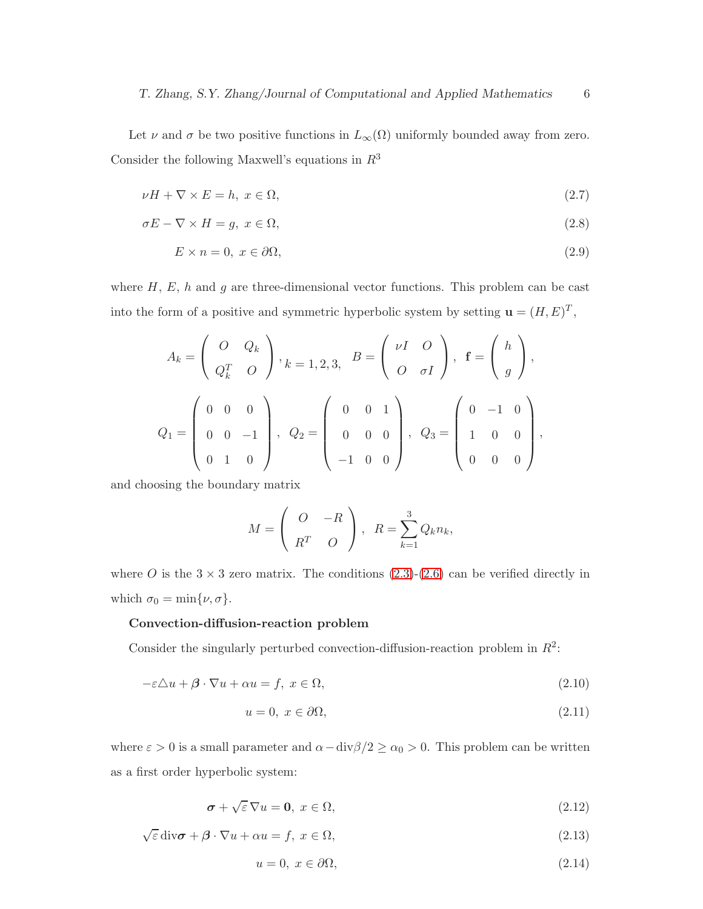Let $\nu$ and $\sigma$ be two positive functions in $L_\infty(\Omega)$ uniformly bounded away from zero. Consider the following Maxwell's equations in $R^3$

$$\nu H + \nabla \times E = h, \; x \in \Omega, \tag{2.7}$$

$$\sigma E - \nabla \times H = g, \; x \in \Omega, \tag{2.8}$$

$$E \times n = 0, \; x \in \partial\Omega, \tag{2.9}$$

where $H$, $E$, $h$ and $g$ are three-dimensional vector functions. This problem can be cast into the form of a positive and symmetric hyperbolic system by setting $\mathbf{u} = (H, E)^T$,

$$A_k = \begin{pmatrix} O & Q_k \\ Q_k^T & O \end{pmatrix}, k = 1, 2, 3, \quad B = \begin{pmatrix} \nu I & O \\ O & \sigma I \end{pmatrix}, \quad \mathbf{f} = \begin{pmatrix} h \\ g \end{pmatrix},$$

$$Q_1 = \begin{pmatrix} 0 & 0 & 0 \\ 0 & 0 & -1 \\ 0 & 1 & 0 \end{pmatrix}, \quad Q_2 = \begin{pmatrix} 0 & 0 & 1 \\ 0 & 0 & 0 \\ -1 & 0 & 0 \end{pmatrix}, \quad Q_3 = \begin{pmatrix} 0 & -1 & 0 \\ 1 & 0 & 0 \\ 0 & 0 & 0 \end{pmatrix},$$

and choosing the boundary matrix

$$M = \begin{pmatrix} O & -R \\ R^T & O \end{pmatrix}, \quad R = \sum_{k=1}^{3} Q_k n_k,$$

where $O$ is the $3 \times 3$ zero matrix. The conditions (2.3)-(2.6) can be verified directly in which $\sigma_0 = \min\{\nu, \sigma\}$.

**Convection-diffusion-reaction problem**

Consider the singularly perturbed convection-diffusion-reaction problem in $R^2$:

$$-\varepsilon \triangle u + \boldsymbol{\beta} \cdot \nabla u + \alpha u = f, \; x \in \Omega, \tag{2.10}$$

$$u = 0, \; x \in \partial\Omega, \tag{2.11}$$

where $\varepsilon > 0$ is a small parameter and $\alpha - \mathrm{div}\beta/2 \geq \alpha_0 > 0$. This problem can be written as a first order hyperbolic system:

$$\boldsymbol{\sigma} + \sqrt{\varepsilon}\, \nabla u = \mathbf{0}, \; x \in \Omega, \tag{2.12}$$

$$\sqrt{\varepsilon}\, \mathrm{div}\boldsymbol{\sigma} + \boldsymbol{\beta} \cdot \nabla u + \alpha u = f, \; x \in \Omega, \tag{2.13}$$

$$u = 0, \; x \in \partial\Omega, \tag{2.14}$$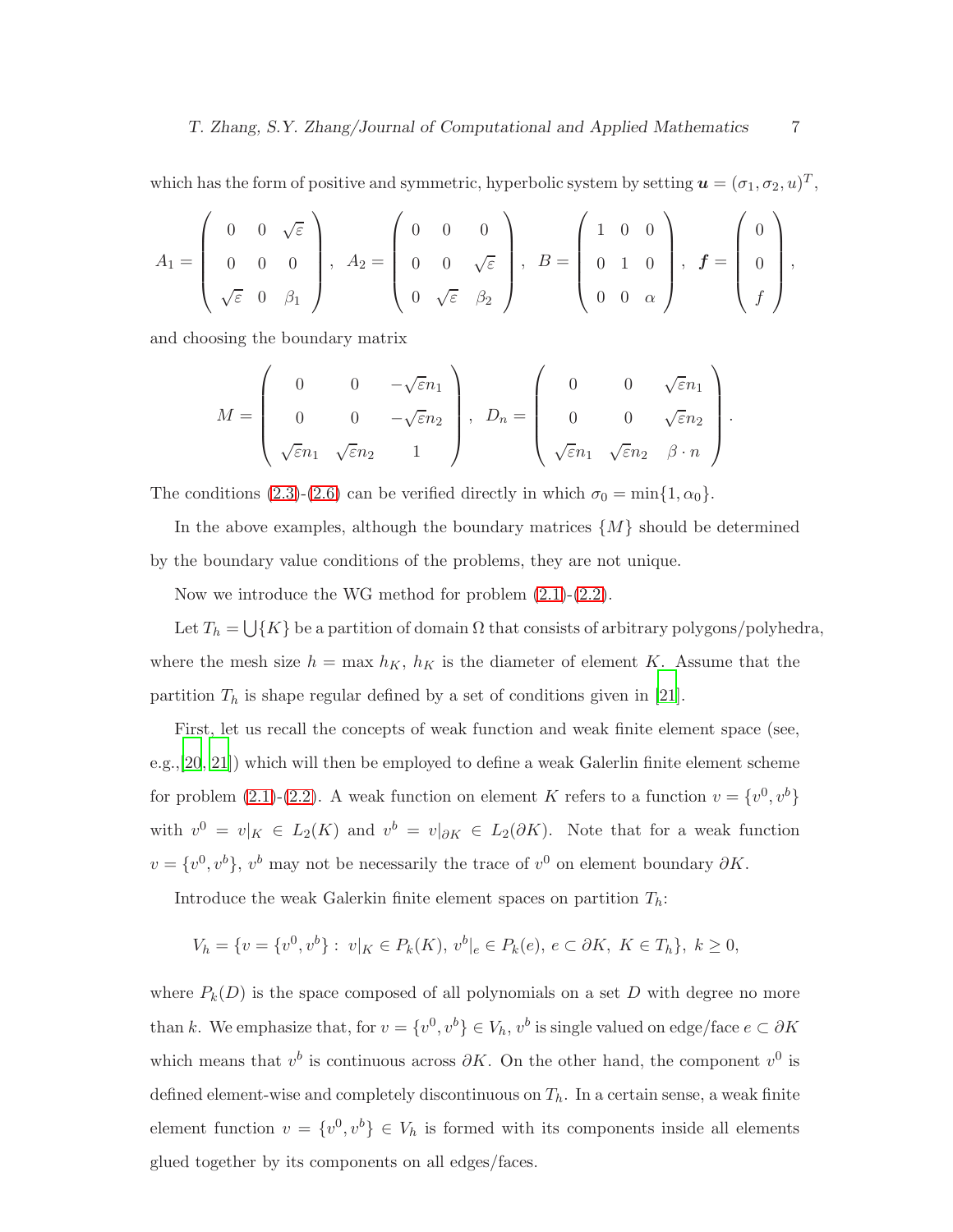which has the form of positive and symmetric, hyperbolic system by setting $\boldsymbol{u} = (\sigma_1, \sigma_2, u)^T$,

$$A_1 = \begin{pmatrix} 0 & 0 & \sqrt{\varepsilon} \\ 0 & 0 & 0 \\ \sqrt{\varepsilon} & 0 & \beta_1 \end{pmatrix}, \quad A_2 = \begin{pmatrix} 0 & 0 & 0 \\ 0 & 0 & \sqrt{\varepsilon} \\ 0 & \sqrt{\varepsilon} & \beta_2 \end{pmatrix}, \quad B = \begin{pmatrix} 1 & 0 & 0 \\ 0 & 1 & 0 \\ 0 & 0 & \alpha \end{pmatrix}, \quad \boldsymbol{f} = \begin{pmatrix} 0 \\ 0 \\ f \end{pmatrix},$$

and choosing the boundary matrix

$$M = \begin{pmatrix} 0 & 0 & -\sqrt{\varepsilon}n_1 \\ 0 & 0 & -\sqrt{\varepsilon}n_2 \\ \sqrt{\varepsilon}n_1 & \sqrt{\varepsilon}n_2 & 1 \end{pmatrix}, \quad D_n = \begin{pmatrix} 0 & 0 & \sqrt{\varepsilon}n_1 \\ 0 & 0 & \sqrt{\varepsilon}n_2 \\ \sqrt{\varepsilon}n_1 & \sqrt{\varepsilon}n_2 & \beta \cdot n \end{pmatrix}.$$

The conditions (2.3)-(2.6) can be verified directly in which $\sigma_0 = \min\{1, \alpha_0\}$.

In the above examples, although the boundary matrices $\{M\}$ should be determined by the boundary value conditions of the problems, they are not unique.

Now we introduce the WG method for problem (2.1)-(2.2).

Let $T_h = \bigcup\{K\}$ be a partition of domain $\Omega$ that consists of arbitrary polygons/polyhedra, where the mesh size $h = \max h_K$, $h_K$ is the diameter of element $K$. Assume that the partition $T_h$ is shape regular defined by a set of conditions given in [21].

First, let us recall the concepts of weak function and weak finite element space (see, e.g.,[20, 21]) which will then be employed to define a weak Galerlin finite element scheme for problem (2.1)-(2.2). A weak function on element $K$ refers to a function $v = \{v^0, v^b\}$ with $v^0 = v|_K \in L_2(K)$ and $v^b = v|_{\partial K} \in L_2(\partial K)$. Note that for a weak function $v = \{v^0, v^b\}$, $v^b$ may not be necessarily the trace of $v^0$ on element boundary $\partial K$.

Introduce the weak Galerkin finite element spaces on partition $T_h$:

$$V_h = \{v = \{v^0, v^b\} : \ v|_K \in P_k(K), \ v^b|_e \in P_k(e), \ e \subset \partial K, \ K \in T_h\}, \ k \geq 0,$$

where $P_k(D)$ is the space composed of all polynomials on a set $D$ with degree no more than $k$. We emphasize that, for $v = \{v^0, v^b\} \in V_h$, $v^b$ is single valued on edge/face $e \subset \partial K$ which means that $v^b$ is continuous across $\partial K$. On the other hand, the component $v^0$ is defined element-wise and completely discontinuous on $T_h$. In a certain sense, a weak finite element function $v = \{v^0, v^b\} \in V_h$ is formed with its components inside all elements glued together by its components on all edges/faces.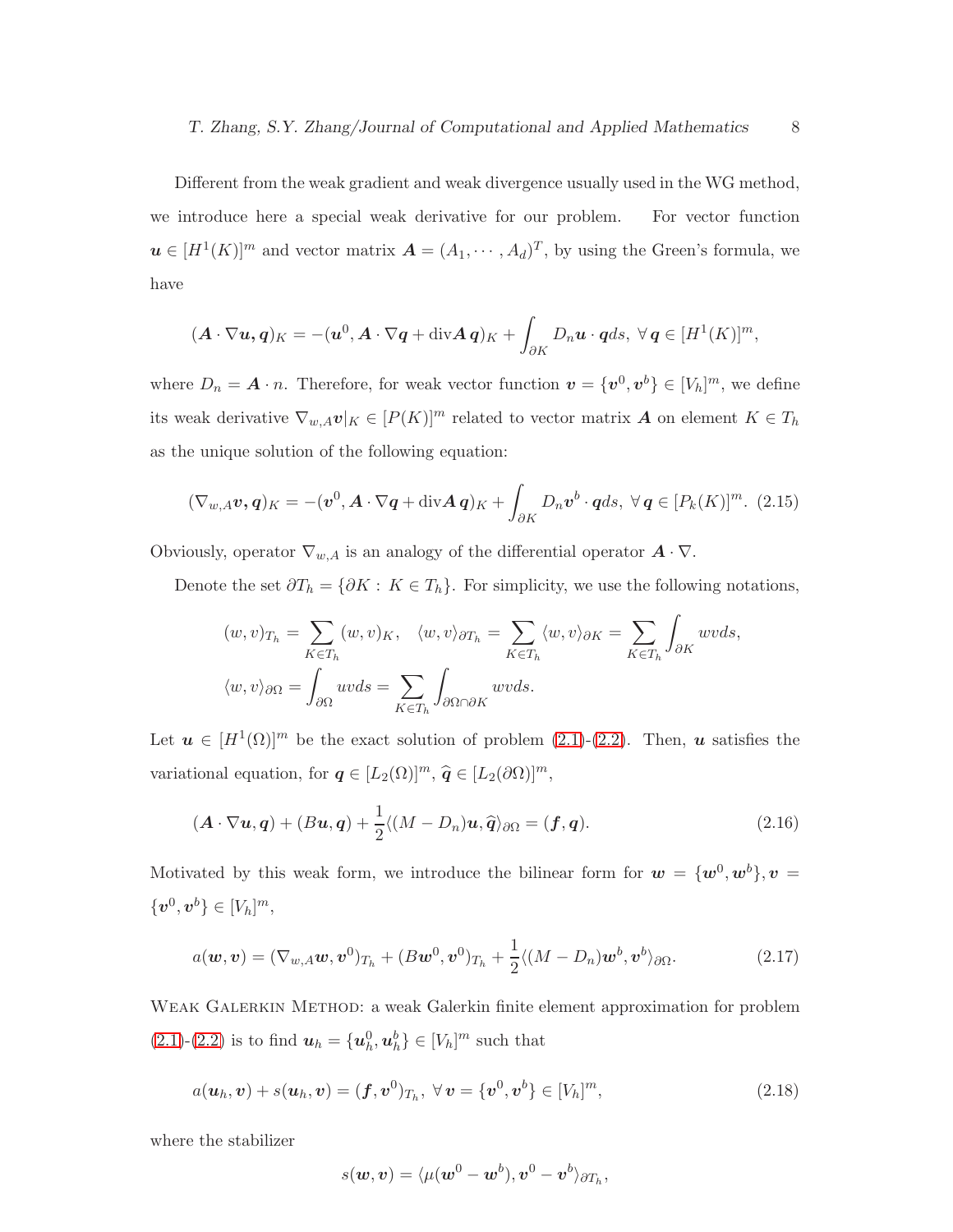Different from the weak gradient and weak divergence usually used in the WG method, we introduce here a special weak derivative for our problem. For vector function $\boldsymbol{u} \in [H^1(K)]^m$ and vector matrix $\boldsymbol{A} = (A_1, \cdots, A_d)^T$, by using the Green's formula, we have

$$(\boldsymbol{A} \cdot \nabla \boldsymbol{u}, \boldsymbol{q})_K = -(\boldsymbol{u}^0, \boldsymbol{A} \cdot \nabla \boldsymbol{q} + \mathrm{div} \boldsymbol{A}\, \boldsymbol{q})_K + \int_{\partial K} D_n \boldsymbol{u} \cdot \boldsymbol{q} ds, \ \forall\, \boldsymbol{q} \in [H^1(K)]^m,$$

where $D_n = \boldsymbol{A} \cdot n$. Therefore, for weak vector function $\boldsymbol{v} = \{\boldsymbol{v}^0, \boldsymbol{v}^b\} \in [V_h]^m$, we define its weak derivative $\nabla_{w,A}\boldsymbol{v}|_K \in [P(K)]^m$ related to vector matrix $\boldsymbol{A}$ on element $K \in T_h$ as the unique solution of the following equation:

$$(\nabla_{w,A}\boldsymbol{v}, \boldsymbol{q})_K = -(\boldsymbol{v}^0, \boldsymbol{A} \cdot \nabla \boldsymbol{q} + \mathrm{div} \boldsymbol{A}\, \boldsymbol{q})_K + \int_{\partial K} D_n \boldsymbol{v}^b \cdot \boldsymbol{q} ds, \ \forall\, \boldsymbol{q} \in [P_k(K)]^m. \quad (2.15)$$

Obviously, operator $\nabla_{w,A}$ is an analogy of the differential operator $\boldsymbol{A} \cdot \nabla$.

Denote the set $\partial T_h = \{\partial K : K \in T_h\}$. For simplicity, we use the following notations,

$$(w, v)_{T_h} = \sum_{K \in T_h} (w, v)_K, \quad \langle w, v \rangle_{\partial T_h} = \sum_{K \in T_h} \langle w, v \rangle_{\partial K} = \sum_{K \in T_h} \int_{\partial K} wv ds,$$
$$\langle w, v \rangle_{\partial \Omega} = \int_{\partial \Omega} uv ds = \sum_{K \in T_h} \int_{\partial \Omega \cap \partial K} wv ds.$$

Let $\boldsymbol{u} \in [H^1(\Omega)]^m$ be the exact solution of problem (2.1)-(2.2). Then, $\boldsymbol{u}$ satisfies the variational equation, for $\boldsymbol{q} \in [L_2(\Omega)]^m$, $\widehat{\boldsymbol{q}} \in [L_2(\partial\Omega)]^m$,

$$(\boldsymbol{A} \cdot \nabla \boldsymbol{u}, \boldsymbol{q}) + (B\boldsymbol{u}, \boldsymbol{q}) + \frac{1}{2}\langle (M - D_n)\boldsymbol{u}, \widehat{\boldsymbol{q}} \rangle_{\partial\Omega} = (\boldsymbol{f}, \boldsymbol{q}). \quad (2.16)$$

Motivated by this weak form, we introduce the bilinear form for $\boldsymbol{w} = \{\boldsymbol{w}^0, \boldsymbol{w}^b\}, \boldsymbol{v} = \{\boldsymbol{v}^0, \boldsymbol{v}^b\} \in [V_h]^m$,

$$a(\boldsymbol{w}, \boldsymbol{v}) = (\nabla_{w,A}\boldsymbol{w}, \boldsymbol{v}^0)_{T_h} + (B\boldsymbol{w}^0, \boldsymbol{v}^0)_{T_h} + \frac{1}{2}\langle (M - D_n)\boldsymbol{w}^b, \boldsymbol{v}^b \rangle_{\partial\Omega}. \quad (2.17)$$

Weak Galerkin Method: a weak Galerkin finite element approximation for problem (2.1)-(2.2) is to find $\boldsymbol{u}_h = \{\boldsymbol{u}_h^0, \boldsymbol{u}_h^b\} \in [V_h]^m$ such that

$$a(\boldsymbol{u}_h, \boldsymbol{v}) + s(\boldsymbol{u}_h, \boldsymbol{v}) = (\boldsymbol{f}, \boldsymbol{v}^0)_{T_h}, \ \forall\, \boldsymbol{v} = \{\boldsymbol{v}^0, \boldsymbol{v}^b\} \in [V_h]^m, \quad (2.18)$$

where the stabilizer

$$s(\boldsymbol{w}, \boldsymbol{v}) = \langle \mu(\boldsymbol{w}^0 - \boldsymbol{w}^b), \boldsymbol{v}^0 - \boldsymbol{v}^b \rangle_{\partial T_h},$$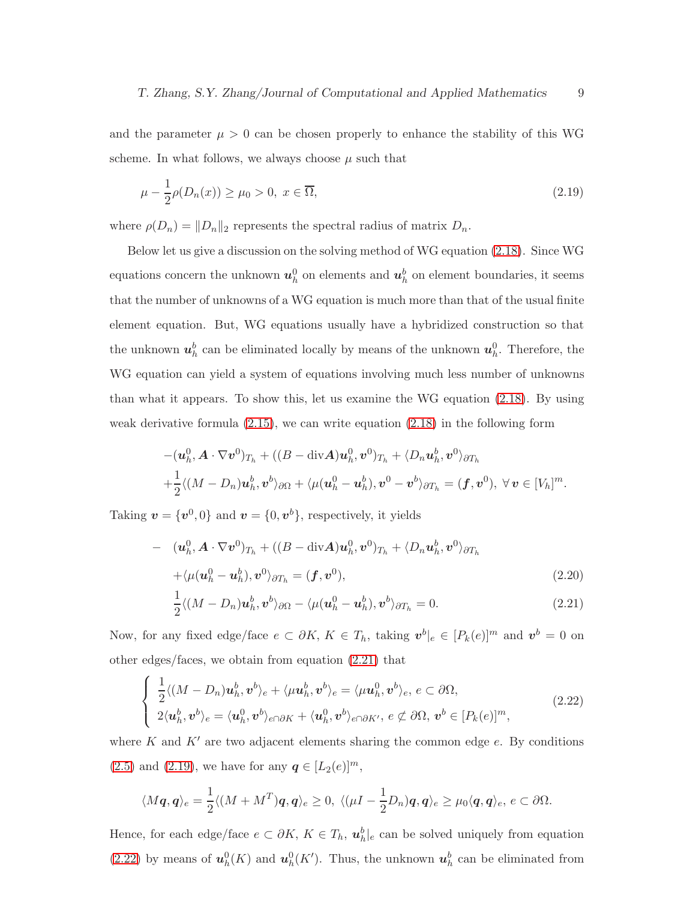and the parameter $\mu > 0$ can be chosen properly to enhance the stability of this WG scheme. In what follows, we always choose $\mu$ such that

$$\mu - \frac{1}{2}\rho(D_n(x)) \geq \mu_0 > 0,\ x \in \overline{\Omega}, \tag{2.19}$$

where $\rho(D_n) = \|D_n\|_2$ represents the spectral radius of matrix $D_n$.

Below let us give a discussion on the solving method of WG equation (2.18). Since WG equations concern the unknown $\boldsymbol{u}_h^0$ on elements and $\boldsymbol{u}_h^b$ on element boundaries, it seems that the number of unknowns of a WG equation is much more than that of the usual finite element equation. But, WG equations usually have a hybridized construction so that the unknown $\boldsymbol{u}_h^b$ can be eliminated locally by means of the unknown $\boldsymbol{u}_h^0$. Therefore, the WG equation can yield a system of equations involving much less number of unknowns than what it appears. To show this, let us examine the WG equation (2.18). By using weak derivative formula (2.15), we can write equation (2.18) in the following form

$$\begin{aligned}
&-(\boldsymbol{u}_h^0, \boldsymbol{A}\cdot\nabla \boldsymbol{v}^0)_{T_h} + ((B - \operatorname{div}\boldsymbol{A})\boldsymbol{u}_h^0, \boldsymbol{v}^0)_{T_h} + \langle D_n \boldsymbol{u}_h^b, \boldsymbol{v}^0\rangle_{\partial T_h} \\
&+\frac{1}{2}\langle (M - D_n)\boldsymbol{u}_h^b, \boldsymbol{v}^b\rangle_{\partial\Omega} + \langle \mu(\boldsymbol{u}_h^0 - \boldsymbol{u}_h^b), \boldsymbol{v}^0 - \boldsymbol{v}^b\rangle_{\partial T_h} = (\boldsymbol{f}, \boldsymbol{v}^0),\ \forall\, \boldsymbol{v} \in [V_h]^m.
\end{aligned}$$

Taking $\boldsymbol{v} = \{\boldsymbol{v}^0, 0\}$ and $\boldsymbol{v} = \{0, \boldsymbol{v}^b\}$, respectively, it yields

$$\begin{aligned}
-\quad &(\boldsymbol{u}_h^0, \boldsymbol{A}\cdot\nabla \boldsymbol{v}^0)_{T_h} + ((B - \operatorname{div}\boldsymbol{A})\boldsymbol{u}_h^0, \boldsymbol{v}^0)_{T_h} + \langle D_n \boldsymbol{u}_h^b, \boldsymbol{v}^0\rangle_{\partial T_h} \\
&+\langle \mu(\boldsymbol{u}_h^0 - \boldsymbol{u}_h^b), \boldsymbol{v}^0\rangle_{\partial T_h} = (\boldsymbol{f}, \boldsymbol{v}^0),
\end{aligned} \tag{2.20}$$

$$\frac{1}{2}\langle (M - D_n)\boldsymbol{u}_h^b, \boldsymbol{v}^b\rangle_{\partial\Omega} - \langle \mu(\boldsymbol{u}_h^0 - \boldsymbol{u}_h^b), \boldsymbol{v}^b\rangle_{\partial T_h} = 0. \tag{2.21}$$

Now, for any fixed edge/face $e \subset \partial K$, $K \in T_h$, taking $\boldsymbol{v}^b|_e \in [P_k(e)]^m$ and $\boldsymbol{v}^b = 0$ on other edges/faces, we obtain from equation (2.21) that

$$\begin{cases}
\frac{1}{2}\langle (M - D_n)\boldsymbol{u}_h^b, \boldsymbol{v}^b\rangle_e + \langle \mu \boldsymbol{u}_h^b, \boldsymbol{v}^b\rangle_e = \langle \mu \boldsymbol{u}_h^0, \boldsymbol{v}^b\rangle_e,\ e \subset \partial\Omega, \\
2\langle \boldsymbol{u}_h^b, \boldsymbol{v}^b\rangle_e = \langle \boldsymbol{u}_h^0, \boldsymbol{v}^b\rangle_{e\cap\partial K} + \langle \boldsymbol{u}_h^0, \boldsymbol{v}^b\rangle_{e\cap\partial K'},\ e \not\subset \partial\Omega,\ \boldsymbol{v}^b \in [P_k(e)]^m,
\end{cases} \tag{2.22}$$

where $K$ and $K'$ are two adjacent elements sharing the common edge $e$. By conditions (2.5) and (2.19), we have for any $\boldsymbol{q} \in [L_2(e)]^m$,

$$\langle M\boldsymbol{q}, \boldsymbol{q}\rangle_e = \frac{1}{2}\langle (M + M^T)\boldsymbol{q}, \boldsymbol{q}\rangle_e \geq 0,\ \langle (\mu I - \frac{1}{2}D_n)\boldsymbol{q}, \boldsymbol{q}\rangle_e \geq \mu_0\langle \boldsymbol{q}, \boldsymbol{q}\rangle_e,\ e \subset \partial\Omega.$$

Hence, for each edge/face $e \subset \partial K$, $K \in T_h$, $\boldsymbol{u}_h^b|_e$ can be solved uniquely from equation (2.22) by means of $\boldsymbol{u}_h^0(K)$ and $\boldsymbol{u}_h^0(K')$. Thus, the unknown $\boldsymbol{u}_h^b$ can be eliminated from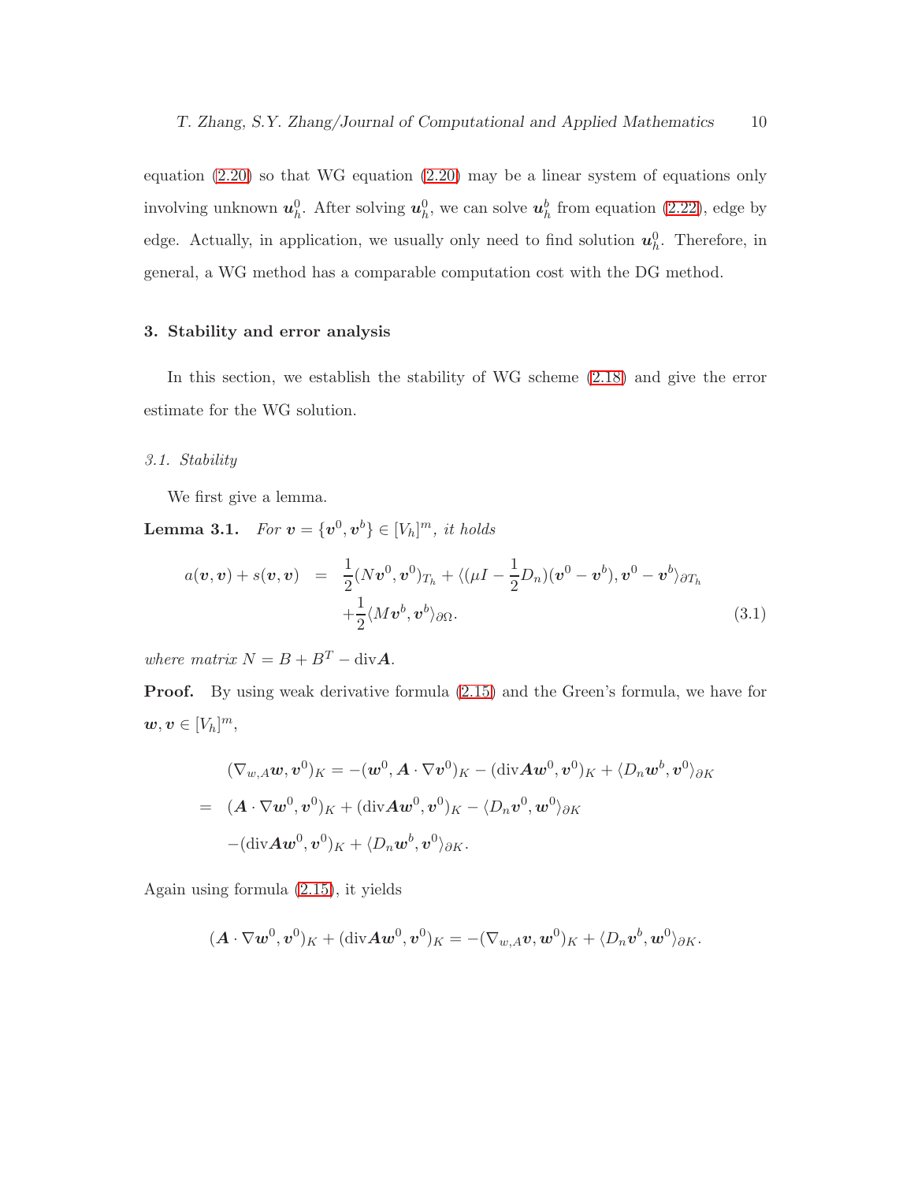equation (2.20) so that WG equation (2.20) may be a linear system of equations only involving unknown $\boldsymbol{u}_h^0$. After solving $\boldsymbol{u}_h^0$, we can solve $\boldsymbol{u}_h^b$ from equation (2.22), edge by edge. Actually, in application, we usually only need to find solution $\boldsymbol{u}_h^0$. Therefore, in general, a WG method has a comparable computation cost with the DG method.

## 3. Stability and error analysis

In this section, we establish the stability of WG scheme (2.18) and give the error estimate for the WG solution.

### 3.1. Stability

We first give a lemma.

**Lemma 3.1.** *For $\boldsymbol{v} = \{\boldsymbol{v}^0, \boldsymbol{v}^b\} \in [V_h]^m$, it holds*

$$
\begin{aligned}
a(\boldsymbol{v}, \boldsymbol{v}) + s(\boldsymbol{v}, \boldsymbol{v}) &= \frac{1}{2}(N\boldsymbol{v}^0, \boldsymbol{v}^0)_{T_h} + \langle(\mu I - \frac{1}{2}D_n)(\boldsymbol{v}^0 - \boldsymbol{v}^b), \boldsymbol{v}^0 - \boldsymbol{v}^b\rangle_{\partial T_h} \\
&\quad + \frac{1}{2}\langle M\boldsymbol{v}^b, \boldsymbol{v}^b\rangle_{\partial\Omega}.
\end{aligned} \tag{3.1}
$$

*where matrix $N = B + B^T - \mathrm{div}\boldsymbol{A}$.*

**Proof.** By using weak derivative formula (2.15) and the Green's formula, we have for $\boldsymbol{w}, \boldsymbol{v} \in [V_h]^m$,

$$
\begin{aligned}
&(\nabla_{w,A}\boldsymbol{w}, \boldsymbol{v}^0)_K = -(\boldsymbol{w}^0, \boldsymbol{A}\cdot\nabla\boldsymbol{v}^0)_K - (\mathrm{div}\boldsymbol{A}\boldsymbol{w}^0, \boldsymbol{v}^0)_K + \langle D_n\boldsymbol{w}^b, \boldsymbol{v}^0\rangle_{\partial K} \\
= \;& (\boldsymbol{A}\cdot\nabla\boldsymbol{w}^0, \boldsymbol{v}^0)_K + (\mathrm{div}\boldsymbol{A}\boldsymbol{w}^0, \boldsymbol{v}^0)_K - \langle D_n\boldsymbol{v}^0, \boldsymbol{w}^0\rangle_{\partial K} \\
& -(\mathrm{div}\boldsymbol{A}\boldsymbol{w}^0, \boldsymbol{v}^0)_K + \langle D_n\boldsymbol{w}^b, \boldsymbol{v}^0\rangle_{\partial K}.
\end{aligned}
$$

Again using formula (2.15), it yields

$$
(\boldsymbol{A}\cdot\nabla\boldsymbol{w}^0, \boldsymbol{v}^0)_K + (\mathrm{div}\boldsymbol{A}\boldsymbol{w}^0, \boldsymbol{v}^0)_K = -(\nabla_{w,A}\boldsymbol{v}, \boldsymbol{w}^0)_K + \langle D_n\boldsymbol{v}^b, \boldsymbol{w}^0\rangle_{\partial K}.
$$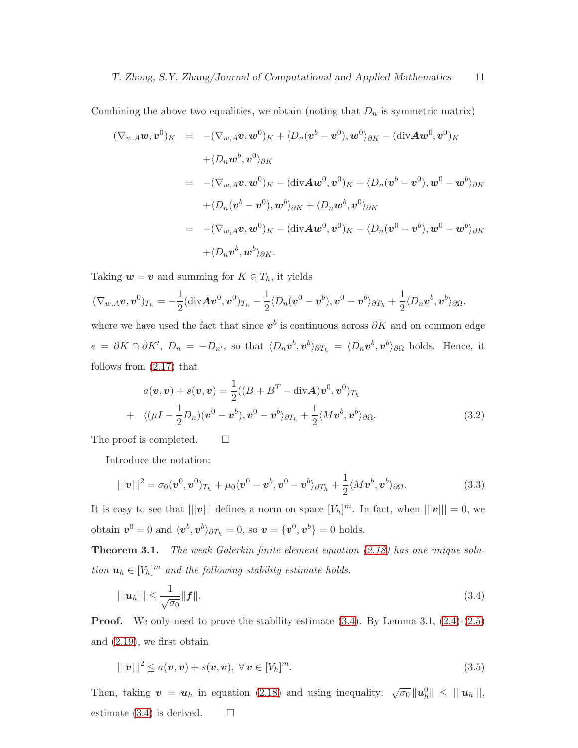Combining the above two equalities, we obtain (noting that $D_n$ is symmetric matrix)

$$
\begin{aligned}
(\nabla_{w,A}\boldsymbol{w}, \boldsymbol{v}^0)_K &= -(\nabla_{w,A}\boldsymbol{v}, \boldsymbol{w}^0)_K + \langle D_n(\boldsymbol{v}^b - \boldsymbol{v}^0), \boldsymbol{w}^0\rangle_{\partial K} - (\mathrm{div}\boldsymbol{A}\boldsymbol{w}^0, \boldsymbol{v}^0)_K \\
&\quad + \langle D_n \boldsymbol{w}^b, \boldsymbol{v}^0\rangle_{\partial K} \\
&= -(\nabla_{w,A}\boldsymbol{v}, \boldsymbol{w}^0)_K - (\mathrm{div}\boldsymbol{A}\boldsymbol{w}^0, \boldsymbol{v}^0)_K + \langle D_n(\boldsymbol{v}^b - \boldsymbol{v}^0), \boldsymbol{w}^0 - \boldsymbol{w}^b\rangle_{\partial K} \\
&\quad + \langle D_n(\boldsymbol{v}^b - \boldsymbol{v}^0), \boldsymbol{w}^b\rangle_{\partial K} + \langle D_n \boldsymbol{w}^b, \boldsymbol{v}^0\rangle_{\partial K} \\
&= -(\nabla_{w,A}\boldsymbol{v}, \boldsymbol{w}^0)_K - (\mathrm{div}\boldsymbol{A}\boldsymbol{w}^0, \boldsymbol{v}^0)_K - \langle D_n(\boldsymbol{v}^0 - \boldsymbol{v}^b), \boldsymbol{w}^0 - \boldsymbol{w}^b\rangle_{\partial K} \\
&\quad + \langle D_n \boldsymbol{v}^b, \boldsymbol{w}^b\rangle_{\partial K}.
\end{aligned}
$$

Taking $\boldsymbol{w} = \boldsymbol{v}$ and summing for $K \in T_h$, it yields

$$
(\nabla_{w,A}\boldsymbol{v}, \boldsymbol{v}^0)_{T_h} = -\frac{1}{2}(\mathrm{div}\boldsymbol{A}\boldsymbol{v}^0, \boldsymbol{v}^0)_{T_h} - \frac{1}{2}\langle D_n(\boldsymbol{v}^0 - \boldsymbol{v}^b), \boldsymbol{v}^0 - \boldsymbol{v}^b\rangle_{\partial T_h} + \frac{1}{2}\langle D_n \boldsymbol{v}^b, \boldsymbol{v}^b\rangle_{\partial\Omega}.
$$

where we have used the fact that since $\boldsymbol{v}^b$ is continuous across $\partial K$ and on common edge $e = \partial K \cap \partial K'$, $D_n = -D_{n'}$, so that $\langle D_n \boldsymbol{v}^b, \boldsymbol{v}^b\rangle_{\partial T_h} = \langle D_n \boldsymbol{v}^b, \boldsymbol{v}^b\rangle_{\partial\Omega}$ holds. Hence, it follows from (2.17) that

$$
\begin{aligned}
a(\boldsymbol{v}, \boldsymbol{v}) + s(\boldsymbol{v}, \boldsymbol{v}) &= \frac{1}{2}((B + B^T - \mathrm{div}\boldsymbol{A})\boldsymbol{v}^0, \boldsymbol{v}^0)_{T_h} \\
&+ \langle(\mu I - \frac{1}{2}D_n)(\boldsymbol{v}^0 - \boldsymbol{v}^b), \boldsymbol{v}^0 - \boldsymbol{v}^b\rangle_{\partial T_h} + \frac{1}{2}\langle M\boldsymbol{v}^b, \boldsymbol{v}^b\rangle_{\partial\Omega}.
\end{aligned} \tag{3.2}
$$

The proof is completed. $\square$

Introduce the notation:

$$
|||\boldsymbol{v}|||^2 = \sigma_0(\boldsymbol{v}^0, \boldsymbol{v}^0)_{T_h} + \mu_0\langle \boldsymbol{v}^0 - \boldsymbol{v}^b, \boldsymbol{v}^0 - \boldsymbol{v}^b\rangle_{\partial T_h} + \frac{1}{2}\langle M\boldsymbol{v}^b, \boldsymbol{v}^b\rangle_{\partial\Omega}. \tag{3.3}
$$

It is easy to see that $|||\boldsymbol{v}|||$ defines a norm on space $[V_h]^m$. In fact, when $|||\boldsymbol{v}||| = 0$, we obtain $\boldsymbol{v}^0 = 0$ and $\langle \boldsymbol{v}^b, \boldsymbol{v}^b\rangle_{\partial T_h} = 0$, so $\boldsymbol{v} = \{\boldsymbol{v}^0, \boldsymbol{v}^b\} = 0$ holds.

**Theorem 3.1.** *The weak Galerkin finite element equation (2.18) has one unique solution $\boldsymbol{u}_h \in [V_h]^m$ and the following stability estimate holds.*

$$
|||\boldsymbol{u}_h||| \le \frac{1}{\sqrt{\sigma_0}}\|\boldsymbol{f}\|. \tag{3.4}
$$

**Proof.** We only need to prove the stability estimate (3.4). By Lemma 3.1, (2.4)-(2.5) and (2.19), we first obtain

$$
|||\boldsymbol{v}|||^2 \le a(\boldsymbol{v}, \boldsymbol{v}) + s(\boldsymbol{v}, \boldsymbol{v}), \ \forall\, \boldsymbol{v} \in [V_h]^m. \tag{3.5}
$$

Then, taking $\boldsymbol{v} = \boldsymbol{u}_h$ in equation (2.18) and using inequality: $\sqrt{\sigma_0}\|\boldsymbol{u}_h^0\| \le |||\boldsymbol{u}_h|||$, estimate (3.4) is derived. $\square$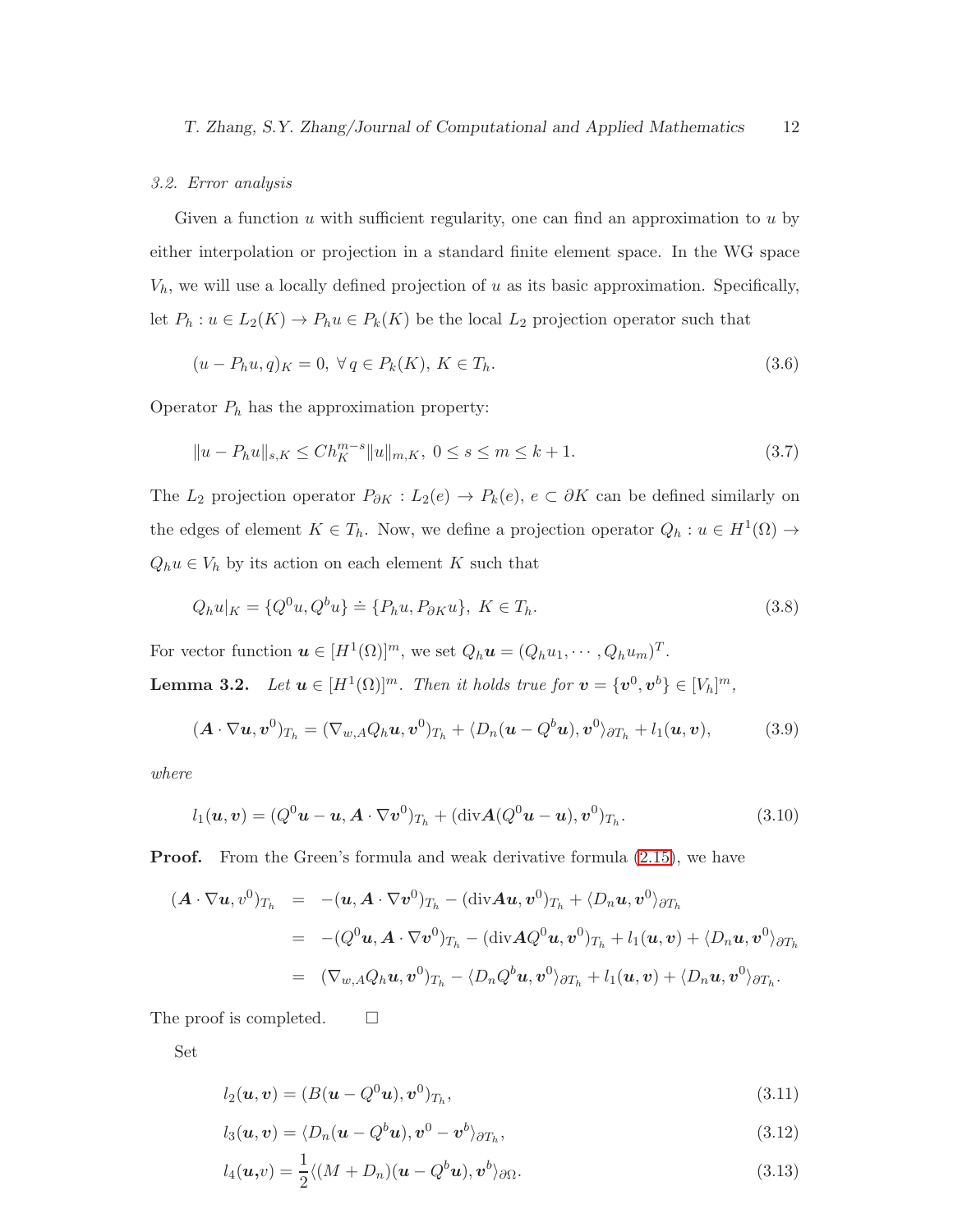### 3.2. Error analysis

Given a function $u$ with sufficient regularity, one can find an approximation to $u$ by either interpolation or projection in a standard finite element space. In the WG space $V_h$, we will use a locally defined projection of $u$ as its basic approximation. Specifically, let $P_h : u \in L_2(K) \rightarrow P_h u \in P_k(K)$ be the local $L_2$ projection operator such that

$$(u - P_h u, q)_K = 0, \ \forall \, q \in P_k(K), \ K \in T_h. \tag{3.6}$$

Operator $P_h$ has the approximation property:

$$\|u - P_h u\|_{s,K} \leq C h_K^{m-s} \|u\|_{m,K}, \ 0 \leq s \leq m \leq k+1. \tag{3.7}$$

The $L_2$ projection operator $P_{\partial K} : L_2(e) \rightarrow P_k(e)$, $e \subset \partial K$ can be defined similarly on the edges of element $K \in T_h$. Now, we define a projection operator $Q_h : u \in H^1(\Omega) \rightarrow Q_h u \in V_h$ by its action on each element $K$ such that

$$Q_h u|_K = \{Q^0 u, Q^b u\} \doteq \{P_h u, P_{\partial K} u\}, \ K \in T_h. \tag{3.8}$$

For vector function $\boldsymbol{u} \in [H^1(\Omega)]^m$, we set $Q_h \boldsymbol{u} = (Q_h u_1, \cdots, Q_h u_m)^T$.

**Lemma 3.2.** *Let $\boldsymbol{u} \in [H^1(\Omega)]^m$. Then it holds true for $\boldsymbol{v} = \{\boldsymbol{v}^0, \boldsymbol{v}^b\} \in [V_h]^m$,*

$$(\boldsymbol{A} \cdot \nabla \boldsymbol{u}, \boldsymbol{v}^0)_{T_h} = (\nabla_{w,A} Q_h \boldsymbol{u}, \boldsymbol{v}^0)_{T_h} + \langle D_n(\boldsymbol{u} - Q^b \boldsymbol{u}), \boldsymbol{v}^0 \rangle_{\partial T_h} + l_1(\boldsymbol{u}, \boldsymbol{v}), \tag{3.9}$$

*where*

$$l_1(\boldsymbol{u}, \boldsymbol{v}) = (Q^0 \boldsymbol{u} - \boldsymbol{u}, \boldsymbol{A} \cdot \nabla \boldsymbol{v}^0)_{T_h} + (\mathrm{div} \boldsymbol{A}(Q^0 \boldsymbol{u} - \boldsymbol{u}), \boldsymbol{v}^0)_{T_h}. \tag{3.10}$$

**Proof.** From the Green's formula and weak derivative formula (2.15), we have

$$\begin{aligned}
(\boldsymbol{A} \cdot \nabla \boldsymbol{u}, v^0)_{T_h} &= -(\boldsymbol{u}, \boldsymbol{A} \cdot \nabla \boldsymbol{v}^0)_{T_h} - (\mathrm{div} \boldsymbol{A} \boldsymbol{u}, \boldsymbol{v}^0)_{T_h} + \langle D_n \boldsymbol{u}, \boldsymbol{v}^0 \rangle_{\partial T_h} \\
&= -(Q^0 \boldsymbol{u}, \boldsymbol{A} \cdot \nabla \boldsymbol{v}^0)_{T_h} - (\mathrm{div} \boldsymbol{A} Q^0 \boldsymbol{u}, \boldsymbol{v}^0)_{T_h} + l_1(\boldsymbol{u}, \boldsymbol{v}) + \langle D_n \boldsymbol{u}, \boldsymbol{v}^0 \rangle_{\partial T_h} \\
&= (\nabla_{w,A} Q_h \boldsymbol{u}, \boldsymbol{v}^0)_{T_h} - \langle D_n Q^b \boldsymbol{u}, \boldsymbol{v}^0 \rangle_{\partial T_h} + l_1(\boldsymbol{u}, \boldsymbol{v}) + \langle D_n \boldsymbol{u}, \boldsymbol{v}^0 \rangle_{\partial T_h}.
\end{aligned}$$

The proof is completed. $\square$

Set

$$l_2(\boldsymbol{u}, \boldsymbol{v}) = (B(\boldsymbol{u} - Q^0 \boldsymbol{u}), \boldsymbol{v}^0)_{T_h}, \tag{3.11}$$

$$l_3(\boldsymbol{u}, \boldsymbol{v}) = \langle D_n(\boldsymbol{u} - Q^b \boldsymbol{u}), \boldsymbol{v}^0 - \boldsymbol{v}^b \rangle_{\partial T_h}, \tag{3.12}$$

$$l_4(\boldsymbol{u}, v) = \frac{1}{2} \langle (M + D_n)(\boldsymbol{u} - Q^b \boldsymbol{u}), \boldsymbol{v}^b \rangle_{\partial \Omega}. \tag{3.13}$$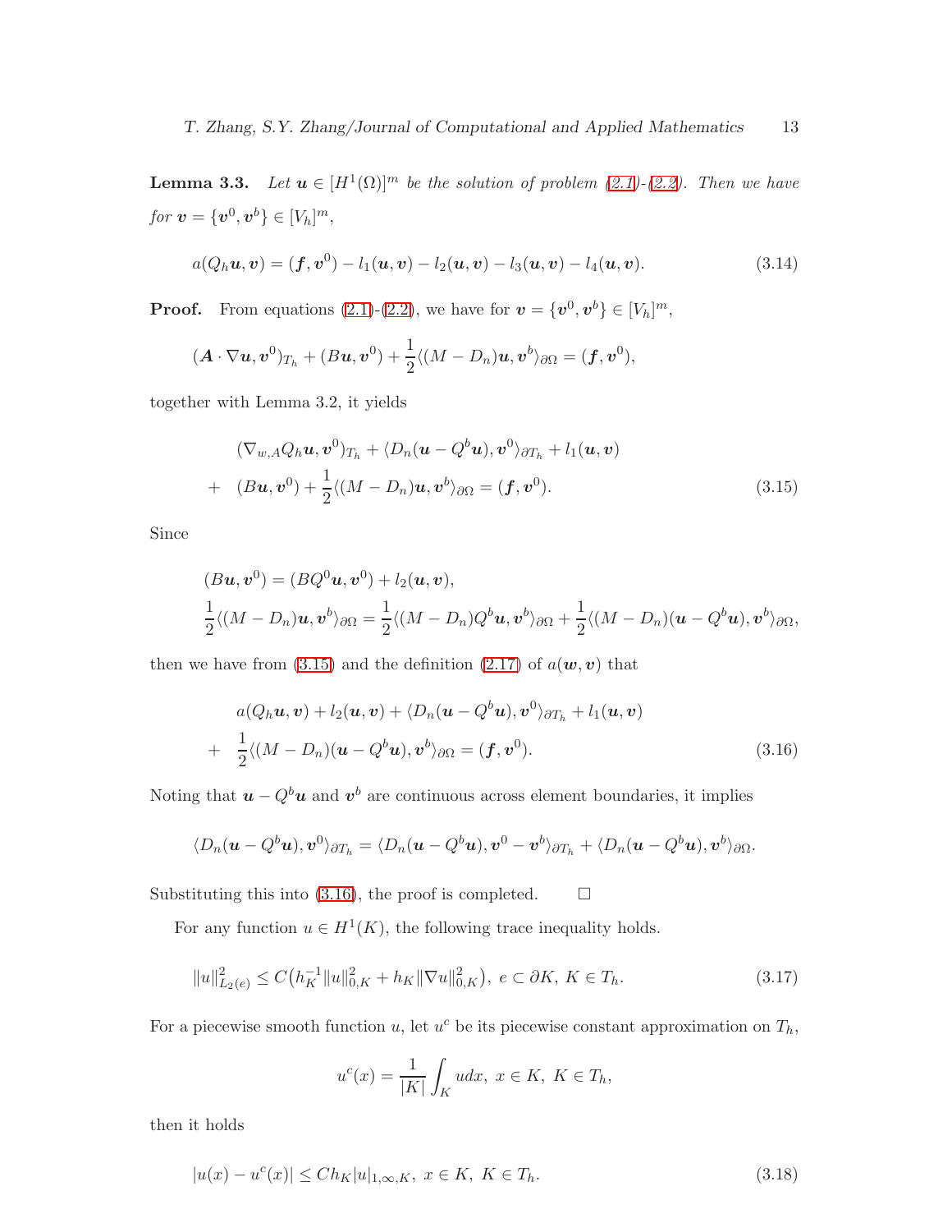**Lemma 3.3.** *Let $\boldsymbol{u} \in [H^1(\Omega)]^m$ be the solution of problem (2.1)-(2.2). Then we have for $\boldsymbol{v} = \{\boldsymbol{v}^0, \boldsymbol{v}^b\} \in [V_h]^m$,*

$$a(Q_h\boldsymbol{u}, \boldsymbol{v}) = (\boldsymbol{f}, \boldsymbol{v}^0) - l_1(\boldsymbol{u}, \boldsymbol{v}) - l_2(\boldsymbol{u}, \boldsymbol{v}) - l_3(\boldsymbol{u}, \boldsymbol{v}) - l_4(\boldsymbol{u}, \boldsymbol{v}). \tag{3.14}$$

**Proof.** From equations (2.1)-(2.2), we have for $\boldsymbol{v} = \{\boldsymbol{v}^0, \boldsymbol{v}^b\} \in [V_h]^m$,

$$(\boldsymbol{A} \cdot \nabla \boldsymbol{u}, \boldsymbol{v}^0)_{T_h} + (B\boldsymbol{u}, \boldsymbol{v}^0) + \frac{1}{2}\langle (M - D_n)\boldsymbol{u}, \boldsymbol{v}^b\rangle_{\partial\Omega} = (\boldsymbol{f}, \boldsymbol{v}^0),$$

together with Lemma 3.2, it yields

$$\begin{aligned} &(\nabla_{w,A} Q_h\boldsymbol{u}, \boldsymbol{v}^0)_{T_h} + \langle D_n(\boldsymbol{u} - Q^b\boldsymbol{u}), \boldsymbol{v}^0\rangle_{\partial T_h} + l_1(\boldsymbol{u}, \boldsymbol{v}) \\ + \quad &(B\boldsymbol{u}, \boldsymbol{v}^0) + \frac{1}{2}\langle (M - D_n)\boldsymbol{u}, \boldsymbol{v}^b\rangle_{\partial\Omega} = (\boldsymbol{f}, \boldsymbol{v}^0). \end{aligned} \tag{3.15}$$

Since

$$\begin{aligned} &(B\boldsymbol{u}, \boldsymbol{v}^0) = (BQ^0\boldsymbol{u}, \boldsymbol{v}^0) + l_2(\boldsymbol{u}, \boldsymbol{v}), \\ &\frac{1}{2}\langle (M - D_n)\boldsymbol{u}, \boldsymbol{v}^b\rangle_{\partial\Omega} = \frac{1}{2}\langle (M - D_n)Q^b\boldsymbol{u}, \boldsymbol{v}^b\rangle_{\partial\Omega} + \frac{1}{2}\langle (M - D_n)(\boldsymbol{u} - Q^b\boldsymbol{u}), \boldsymbol{v}^b\rangle_{\partial\Omega}, \end{aligned}$$

then we have from (3.15) and the definition (2.17) of $a(\boldsymbol{w}, \boldsymbol{v})$ that

$$\begin{aligned} &a(Q_h\boldsymbol{u}, \boldsymbol{v}) + l_2(\boldsymbol{u}, \boldsymbol{v}) + \langle D_n(\boldsymbol{u} - Q^b\boldsymbol{u}), \boldsymbol{v}^0\rangle_{\partial T_h} + l_1(\boldsymbol{u}, \boldsymbol{v}) \\ + \quad &\frac{1}{2}\langle (M - D_n)(\boldsymbol{u} - Q^b\boldsymbol{u}), \boldsymbol{v}^b\rangle_{\partial\Omega} = (\boldsymbol{f}, \boldsymbol{v}^0). \end{aligned} \tag{3.16}$$

Noting that $\boldsymbol{u} - Q^b\boldsymbol{u}$ and $\boldsymbol{v}^b$ are continuous across element boundaries, it implies

$$\langle D_n(\boldsymbol{u} - Q^b\boldsymbol{u}), \boldsymbol{v}^0\rangle_{\partial T_h} = \langle D_n(\boldsymbol{u} - Q^b\boldsymbol{u}), \boldsymbol{v}^0 - \boldsymbol{v}^b\rangle_{\partial T_h} + \langle D_n(\boldsymbol{u} - Q^b\boldsymbol{u}), \boldsymbol{v}^b\rangle_{\partial\Omega}.$$

Substituting this into (3.16), the proof is completed. $\square$

For any function $u \in H^1(K)$, the following trace inequality holds.

$$\|u\|^2_{L_2(e)} \le C\big(h_K^{-1}\|u\|^2_{0,K} + h_K\|\nabla u\|^2_{0,K}\big),\ e \subset \partial K,\ K \in T_h. \tag{3.17}$$

For a piecewise smooth function $u$, let $u^c$ be its piecewise constant approximation on $T_h$,

$$u^c(x) = \frac{1}{|K|}\int_K u dx,\ x \in K,\ K \in T_h,$$

then it holds

$$|u(x) - u^c(x)| \le Ch_K|u|_{1,\infty,K},\ x \in K,\ K \in T_h. \tag{3.18}$$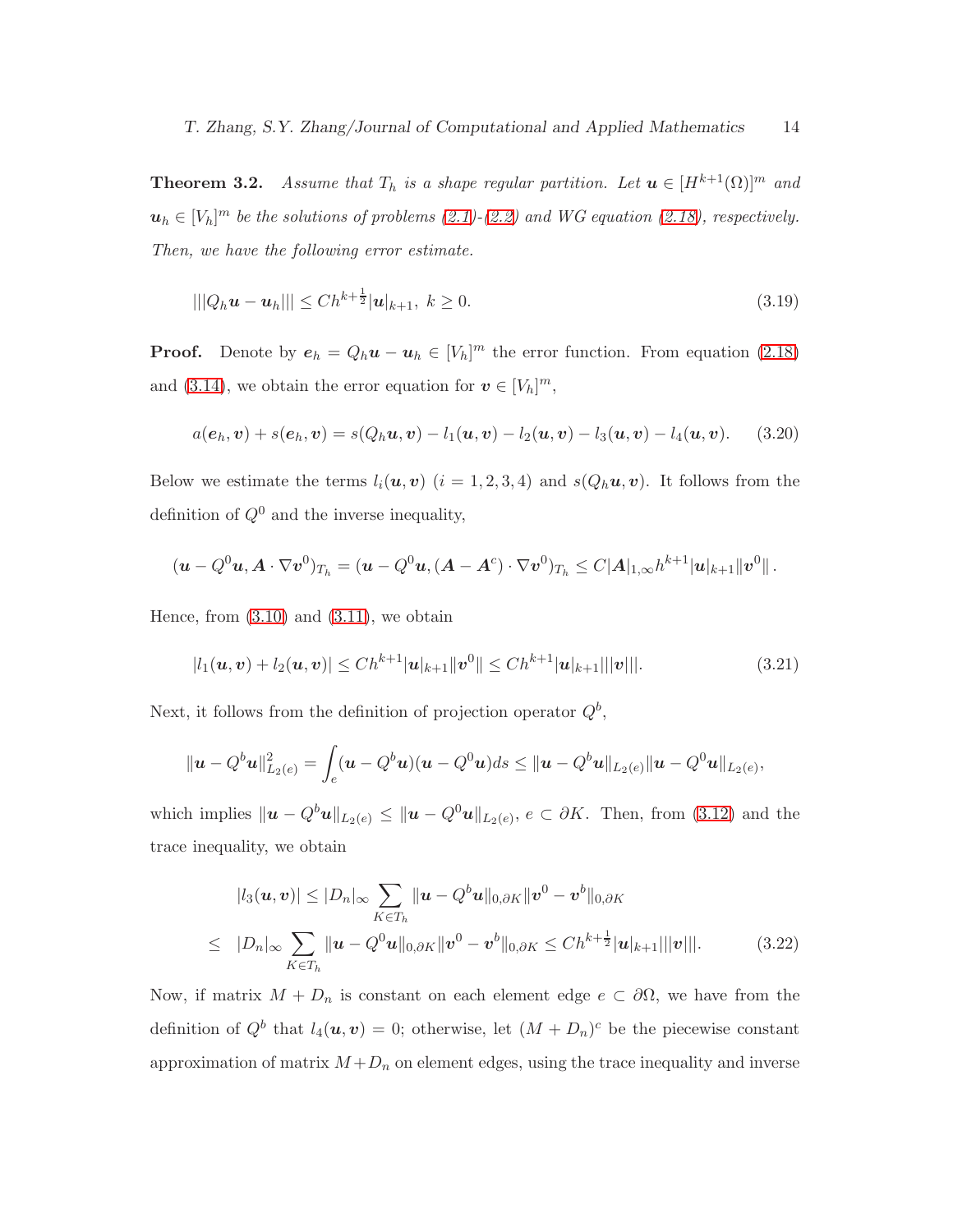**Theorem 3.2.** *Assume that $T_h$ is a shape regular partition. Let $\boldsymbol{u} \in [H^{k+1}(\Omega)]^m$ and $\boldsymbol{u}_h \in [V_h]^m$ be the solutions of problems (2.1)-(2.2) and WG equation (2.18), respectively. Then, we have the following error estimate.*

$$|||Q_h\boldsymbol{u} - \boldsymbol{u}_h||| \leq Ch^{k+\frac{1}{2}}|\boldsymbol{u}|_{k+1},\ k \geq 0. \tag{3.19}$$

**Proof.** Denote by $\boldsymbol{e}_h = Q_h\boldsymbol{u} - \boldsymbol{u}_h \in [V_h]^m$ the error function. From equation (2.18) and (3.14), we obtain the error equation for $\boldsymbol{v} \in [V_h]^m$,

$$a(\boldsymbol{e}_h, \boldsymbol{v}) + s(\boldsymbol{e}_h, \boldsymbol{v}) = s(Q_h\boldsymbol{u}, \boldsymbol{v}) - l_1(\boldsymbol{u}, \boldsymbol{v}) - l_2(\boldsymbol{u}, \boldsymbol{v}) - l_3(\boldsymbol{u}, \boldsymbol{v}) - l_4(\boldsymbol{u}, \boldsymbol{v}). \tag{3.20}$$

Below we estimate the terms $l_i(\boldsymbol{u}, \boldsymbol{v})$ $(i = 1, 2, 3, 4)$ and $s(Q_h\boldsymbol{u}, \boldsymbol{v})$. It follows from the definition of $Q^0$ and the inverse inequality,

$$(\boldsymbol{u} - Q^0\boldsymbol{u}, \boldsymbol{A} \cdot \nabla \boldsymbol{v}^0)_{T_h} = (\boldsymbol{u} - Q^0\boldsymbol{u}, (\boldsymbol{A} - \boldsymbol{A}^c) \cdot \nabla \boldsymbol{v}^0)_{T_h} \leq C|\boldsymbol{A}|_{1,\infty} h^{k+1}|\boldsymbol{u}|_{k+1}\|\boldsymbol{v}^0\|.$$

Hence, from (3.10) and (3.11), we obtain

$$|l_1(\boldsymbol{u}, \boldsymbol{v}) + l_2(\boldsymbol{u}, \boldsymbol{v})| \leq Ch^{k+1}|\boldsymbol{u}|_{k+1}\|\boldsymbol{v}^0\| \leq Ch^{k+1}|\boldsymbol{u}|_{k+1}|||\boldsymbol{v}|||. \tag{3.21}$$

Next, it follows from the definition of projection operator $Q^b$,

$$\|\boldsymbol{u} - Q^b\boldsymbol{u}\|^2_{L_2(e)} = \int_e (\boldsymbol{u} - Q^b\boldsymbol{u})(\boldsymbol{u} - Q^0\boldsymbol{u})ds \leq \|\boldsymbol{u} - Q^b\boldsymbol{u}\|_{L_2(e)}\|\boldsymbol{u} - Q^0\boldsymbol{u}\|_{L_2(e)},$$

which implies $\|\boldsymbol{u} - Q^b\boldsymbol{u}\|_{L_2(e)} \leq \|\boldsymbol{u} - Q^0\boldsymbol{u}\|_{L_2(e)}$, $e \subset \partial K$. Then, from (3.12) and the trace inequality, we obtain

$$\begin{aligned}
&|l_3(\boldsymbol{u}, \boldsymbol{v})| \leq |D_n|_\infty \sum_{K \in T_h} \|\boldsymbol{u} - Q^b\boldsymbol{u}\|_{0,\partial K}\|\boldsymbol{v}^0 - \boldsymbol{v}^b\|_{0,\partial K} \\
\leq\ &|D_n|_\infty \sum_{K \in T_h} \|\boldsymbol{u} - Q^0\boldsymbol{u}\|_{0,\partial K}\|\boldsymbol{v}^0 - \boldsymbol{v}^b\|_{0,\partial K} \leq Ch^{k+\frac{1}{2}}|\boldsymbol{u}|_{k+1}|||\boldsymbol{v}|||.
\end{aligned} \tag{3.22}$$

Now, if matrix $M + D_n$ is constant on each element edge $e \subset \partial\Omega$, we have from the definition of $Q^b$ that $l_4(\boldsymbol{u}, \boldsymbol{v}) = 0$; otherwise, let $(M + D_n)^c$ be the piecewise constant approximation of matrix $M + D_n$ on element edges, using the trace inequality and inverse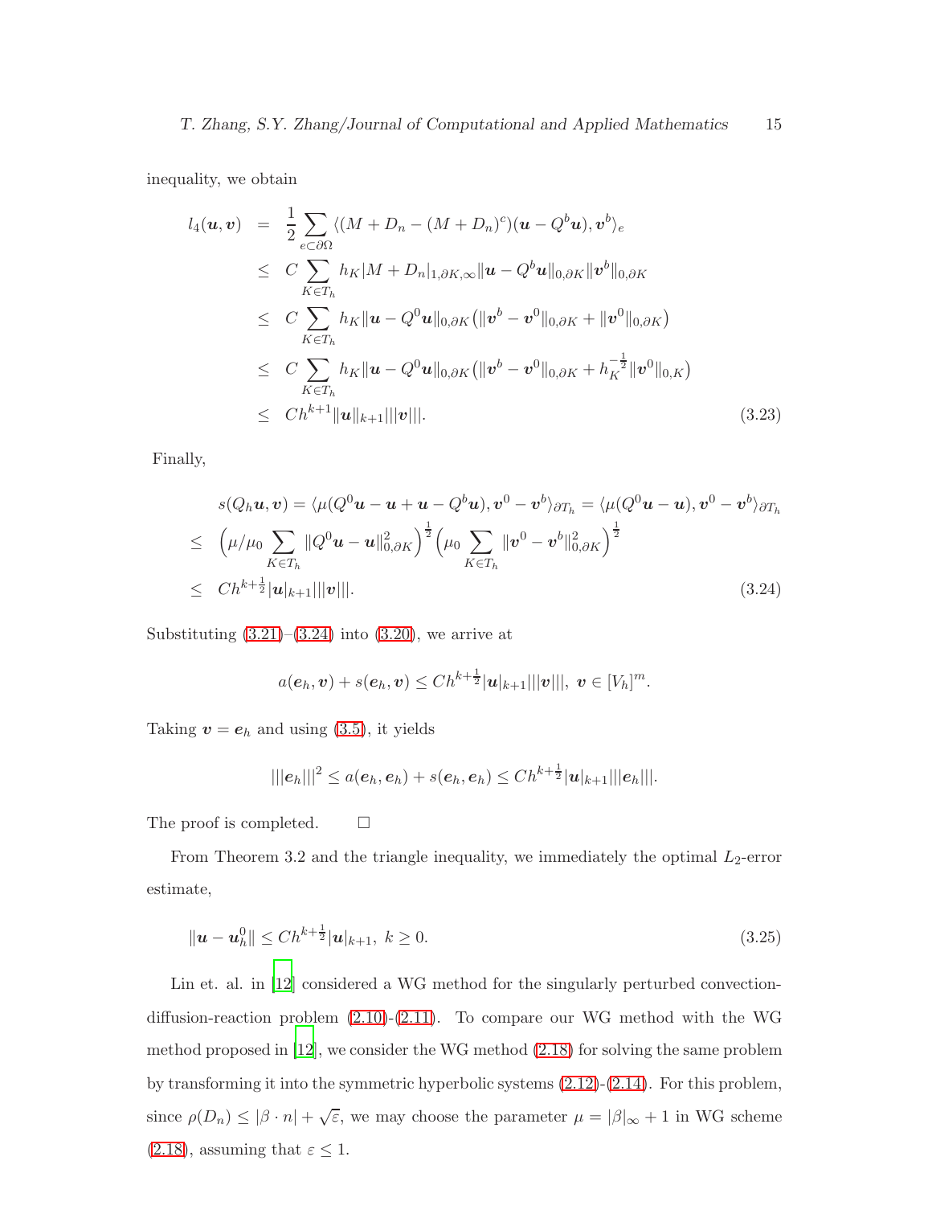inequality, we obtain

$$
\begin{aligned}
l_4(\boldsymbol{u},\boldsymbol{v}) &= \frac{1}{2}\sum_{e\subset\partial\Omega}\langle (M+D_n-(M+D_n)^c)(\boldsymbol{u}-Q^b\boldsymbol{u}),\boldsymbol{v}^b\rangle_e \\
&\le C\sum_{K\in T_h} h_K|M+D_n|_{1,\partial K,\infty}\|\boldsymbol{u}-Q^b\boldsymbol{u}\|_{0,\partial K}\|\boldsymbol{v}^b\|_{0,\partial K} \\
&\le C\sum_{K\in T_h} h_K\|\boldsymbol{u}-Q^0\boldsymbol{u}\|_{0,\partial K}\big(\|\boldsymbol{v}^b-\boldsymbol{v}^0\|_{0,\partial K}+\|\boldsymbol{v}^0\|_{0,\partial K}\big) \\
&\le C\sum_{K\in T_h} h_K\|\boldsymbol{u}-Q^0\boldsymbol{u}\|_{0,\partial K}\big(\|\boldsymbol{v}^b-\boldsymbol{v}^0\|_{0,\partial K}+h_K^{-\frac{1}{2}}\|\boldsymbol{v}^0\|_{0,K}\big) \\
&\le Ch^{k+1}\|\boldsymbol{u}\|_{k+1}|||\boldsymbol{v}|||. 
\end{aligned} \tag{3.23}
$$

Finally,

$$
\begin{aligned}
& s(Q_h\boldsymbol{u},\boldsymbol{v}) = \langle\mu(Q^0\boldsymbol{u}-\boldsymbol{u}+\boldsymbol{u}-Q^b\boldsymbol{u}),\boldsymbol{v}^0-\boldsymbol{v}^b\rangle_{\partial T_h} = \langle\mu(Q^0\boldsymbol{u}-\boldsymbol{u}),\boldsymbol{v}^0-\boldsymbol{v}^b\rangle_{\partial T_h} \\
\le\ & \Big(\mu/\mu_0\sum_{K\in T_h}\|Q^0\boldsymbol{u}-\boldsymbol{u}\|^2_{0,\partial K}\Big)^{\frac{1}{2}}\Big(\mu_0\sum_{K\in T_h}\|\boldsymbol{v}^0-\boldsymbol{v}^b\|^2_{0,\partial K}\Big)^{\frac{1}{2}} \\
\le\ & Ch^{k+\frac{1}{2}}|\boldsymbol{u}|_{k+1}|||\boldsymbol{v}|||.
\end{aligned} \tag{3.24}
$$

Substituting (3.21)–(3.24) into (3.20), we arrive at

$$
a(\boldsymbol{e}_h,\boldsymbol{v})+s(\boldsymbol{e}_h,\boldsymbol{v})\le Ch^{k+\frac{1}{2}}|\boldsymbol{u}|_{k+1}|||\boldsymbol{v}|||,\ \boldsymbol{v}\in[V_h]^m.
$$

Taking $\boldsymbol{v}=\boldsymbol{e}_h$ and using (3.5), it yields

$$
|||\boldsymbol{e}_h|||^2\le a(\boldsymbol{e}_h,\boldsymbol{e}_h)+s(\boldsymbol{e}_h,\boldsymbol{e}_h)\le Ch^{k+\frac{1}{2}}|\boldsymbol{u}|_{k+1}|||\boldsymbol{e}_h|||.
$$

The proof is completed. $\square$

From Theorem 3.2 and the triangle inequality, we immediately the optimal $L_2$-error estimate,

$$
\|\boldsymbol{u}-\boldsymbol{u}_h^0\|\le Ch^{k+\frac{1}{2}}|\boldsymbol{u}|_{k+1},\ k\ge 0. \tag{3.25}
$$

Lin et. al. in [12] considered a WG method for the singularly perturbed convection-diffusion-reaction problem (2.10)-(2.11). To compare our WG method with the WG method proposed in [12], we consider the WG method (2.18) for solving the same problem by transforming it into the symmetric hyperbolic systems (2.12)-(2.14). For this problem, since $\rho(D_n)\le|\beta\cdot n|+\sqrt{\varepsilon}$, we may choose the parameter $\mu=|\beta|_\infty+1$ in WG scheme (2.18), assuming that $\varepsilon\le 1$.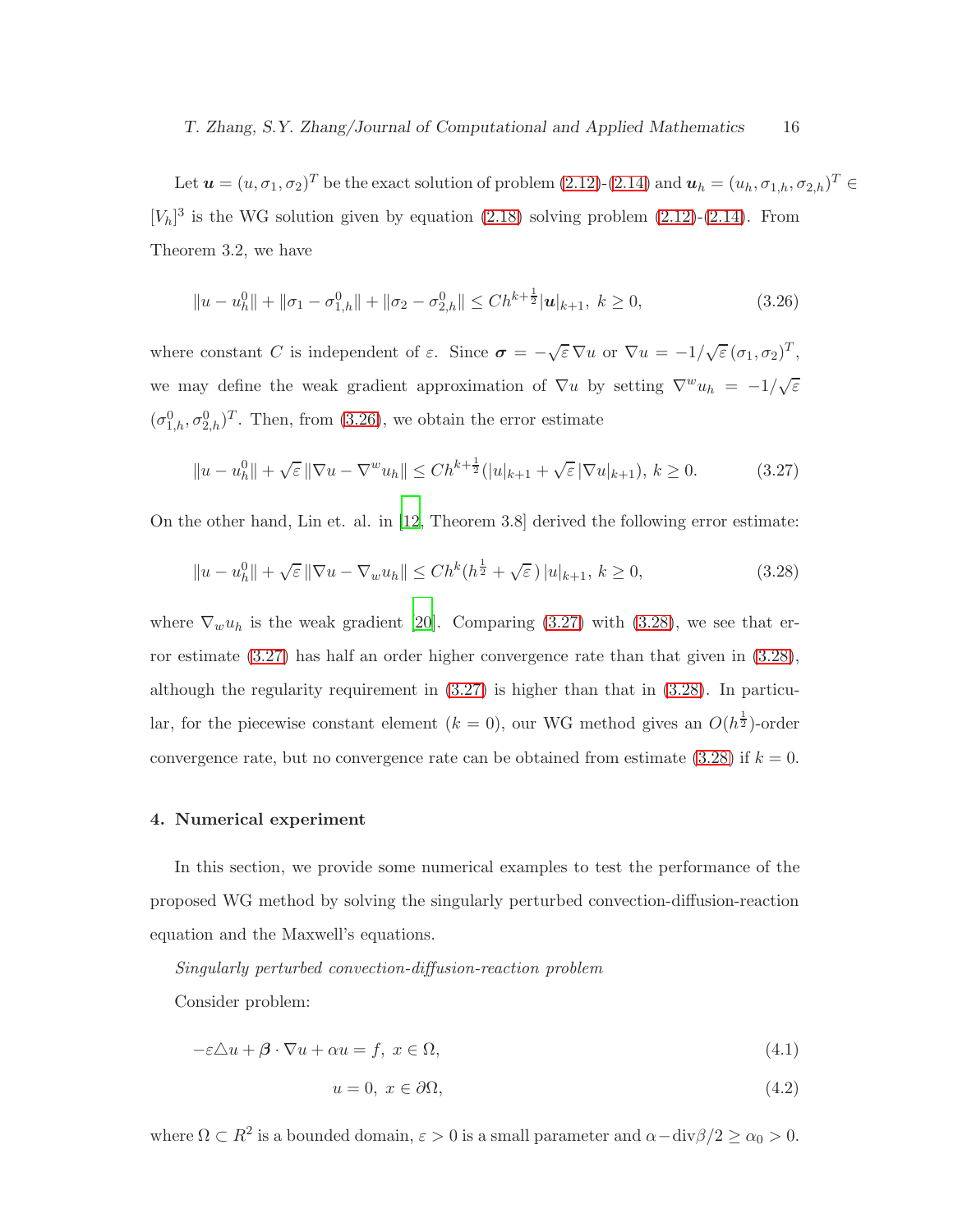Let $\boldsymbol{u} = (u, \sigma_1, \sigma_2)^T$ be the exact solution of problem (2.12)-(2.14) and $\boldsymbol{u}_h = (u_h, \sigma_{1,h}, \sigma_{2,h})^T \in [V_h]^3$ is the WG solution given by equation (2.18) solving problem (2.12)-(2.14). From Theorem 3.2, we have

$$\|u - u_h^0\| + \|\sigma_1 - \sigma_{1,h}^0\| + \|\sigma_2 - \sigma_{2,h}^0\| \leq Ch^{k+\frac{1}{2}}|\boldsymbol{u}|_{k+1}, \ k \geq 0, \tag{3.26}$$

where constant $C$ is independent of $\varepsilon$. Since $\boldsymbol{\sigma} = -\sqrt{\varepsilon}\,\nabla u$ or $\nabla u = -1/\sqrt{\varepsilon}\,(\sigma_1, \sigma_2)^T$, we may define the weak gradient approximation of $\nabla u$ by setting $\nabla^w u_h = -1/\sqrt{\varepsilon}$ $(\sigma_{1,h}^0, \sigma_{2,h}^0)^T$. Then, from (3.26), we obtain the error estimate

$$\|u - u_h^0\| + \sqrt{\varepsilon}\,\|\nabla u - \nabla^w u_h\| \leq Ch^{k+\frac{1}{2}}(|u|_{k+1} + \sqrt{\varepsilon}\,|\nabla u|_{k+1}), \ k \geq 0. \tag{3.27}$$

On the other hand, Lin et. al. in [12, Theorem 3.8] derived the following error estimate:

$$\|u - u_h^0\| + \sqrt{\varepsilon}\,\|\nabla u - \nabla_w u_h\| \leq Ch^k(h^{\frac{1}{2}} + \sqrt{\varepsilon}\,)\,|u|_{k+1}, \ k \geq 0, \tag{3.28}$$

where $\nabla_w u_h$ is the weak gradient [20]. Comparing (3.27) with (3.28), we see that error estimate (3.27) has half an order higher convergence rate than that given in (3.28), although the regularity requirement in (3.27) is higher than that in (3.28). In particular, for the piecewise constant element ($k = 0$), our WG method gives an $O(h^{\frac{1}{2}})$-order convergence rate, but no convergence rate can be obtained from estimate (3.28) if $k = 0$.

## 4. Numerical experiment

In this section, we provide some numerical examples to test the performance of the proposed WG method by solving the singularly perturbed convection-diffusion-reaction equation and the Maxwell's equations.

*Singularly perturbed convection-diffusion-reaction problem*

Consider problem:

$$-\varepsilon\triangle u + \boldsymbol{\beta}\cdot\nabla u + \alpha u = f, \ x \in \Omega, \tag{4.1}$$

$$u = 0, \ x \in \partial\Omega, \tag{4.2}$$

where $\Omega \subset R^2$ is a bounded domain, $\varepsilon > 0$ is a small parameter and $\alpha - \text{div}\beta/2 \geq \alpha_0 > 0$.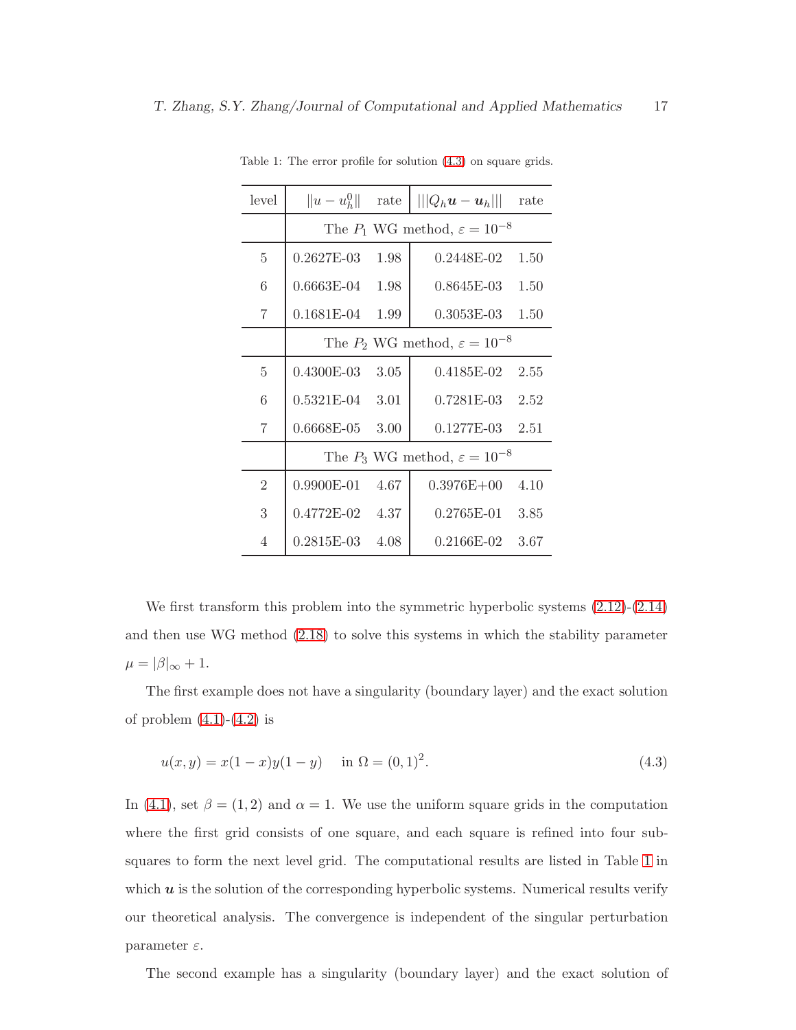Table 1: The error profile for solution (4.3) on square grids.

| level | $\|u-u_h^0\|$ | rate | $|||Q_h\boldsymbol{u}-\boldsymbol{u}_h|||$ | rate |
|---|---|---|---|---|
| | The $P_1$ WG method, $\varepsilon=10^{-8}$ | | | |
| 5 | 0.2627E-03 | 1.98 | 0.2448E-02 | 1.50 |
| 6 | 0.6663E-04 | 1.98 | 0.8645E-03 | 1.50 |
| 7 | 0.1681E-04 | 1.99 | 0.3053E-03 | 1.50 |
| | The $P_2$ WG method, $\varepsilon=10^{-8}$ | | | |
| 5 | 0.4300E-03 | 3.05 | 0.4185E-02 | 2.55 |
| 6 | 0.5321E-04 | 3.01 | 0.7281E-03 | 2.52 |
| 7 | 0.6668E-05 | 3.00 | 0.1277E-03 | 2.51 |
| | The $P_3$ WG method, $\varepsilon=10^{-8}$ | | | |
| 2 | 0.9900E-01 | 4.67 | 0.3976E+00 | 4.10 |
| 3 | 0.4772E-02 | 4.37 | 0.2765E-01 | 3.85 |
| 4 | 0.2815E-03 | 4.08 | 0.2166E-02 | 3.67 |

We first transform this problem into the symmetric hyperbolic systems (2.12)-(2.14) and then use WG method (2.18) to solve this systems in which the stability parameter $\mu = |\beta|_\infty + 1$.

The first example does not have a singularity (boundary layer) and the exact solution of problem (4.1)-(4.2) is

$$u(x,y) = x(1-x)y(1-y) \quad \text{ in } \Omega = (0,1)^2. \tag{4.3}$$

In (4.1), set $\beta = (1,2)$ and $\alpha = 1$. We use the uniform square grids in the computation where the first grid consists of one square, and each square is refined into four subsquares to form the next level grid. The computational results are listed in Table 1 in which $\boldsymbol{u}$ is the solution of the corresponding hyperbolic systems. Numerical results verify our theoretical analysis. The convergence is independent of the singular perturbation parameter $\varepsilon$.

The second example has a singularity (boundary layer) and the exact solution of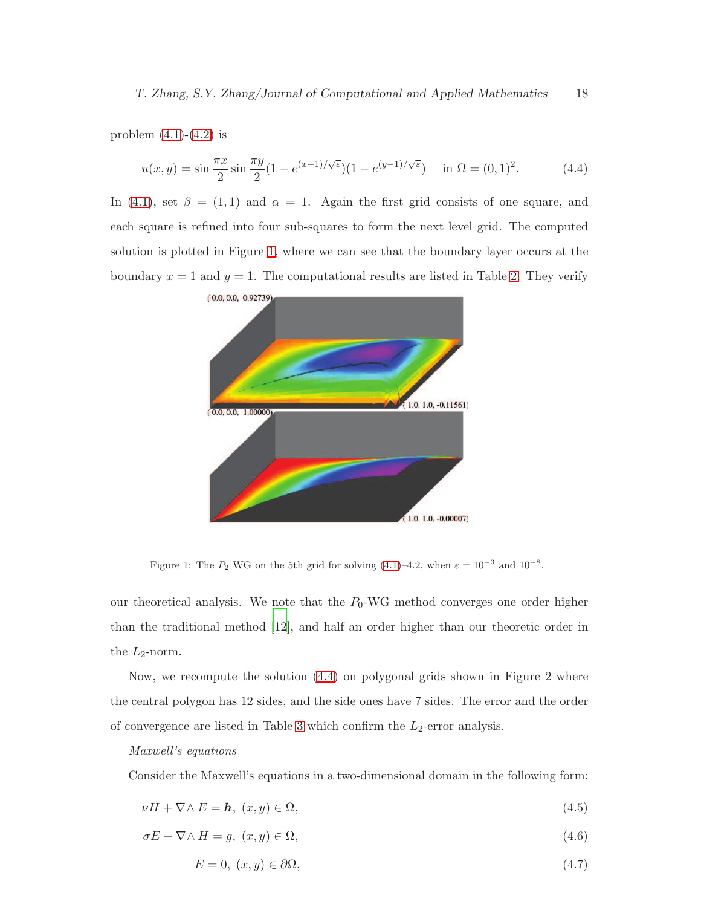problem (4.1)-(4.2) is

$$u(x,y) = \sin\frac{\pi x}{2}\sin\frac{\pi y}{2}(1 - e^{(x-1)/\sqrt{\varepsilon}})(1 - e^{(y-1)/\sqrt{\varepsilon}}) \quad \text{in } \Omega = (0,1)^2. \tag{4.4}$$

In (4.1), set $\beta = (1,1)$ and $\alpha = 1$. Again the first grid consists of one square, and each square is refined into four sub-squares to form the next level grid. The computed solution is plotted in Figure 1, where we can see that the boundary layer occurs at the boundary $x = 1$ and $y = 1$. The computational results are listed in Table 2. They verify

Figure 1: The $P_2$ WG on the 5th grid for solving (4.1)–4.2, when $\varepsilon = 10^{-3}$ and $10^{-8}$.

our theoretical analysis. We note that the $P_0$-WG method converges one order higher than the traditional method [12], and half an order higher than our theoretic order in the $L_2$-norm.

Now, we recompute the solution (4.4) on polygonal grids shown in Figure 2 where the central polygon has 12 sides, and the side ones have 7 sides. The error and the order of convergence are listed in Table 3 which confirm the $L_2$-error analysis.

*Maxwell's equations*

Consider the Maxwell's equations in a two-dimensional domain in the following form:

$$\nu H + \nabla \wedge E = \boldsymbol{h},\ (x,y) \in \Omega, \tag{4.5}$$

$$\sigma E - \nabla \wedge H = g,\ (x,y) \in \Omega, \tag{4.6}$$

$$E = 0,\ (x,y) \in \partial\Omega, \tag{4.7}$$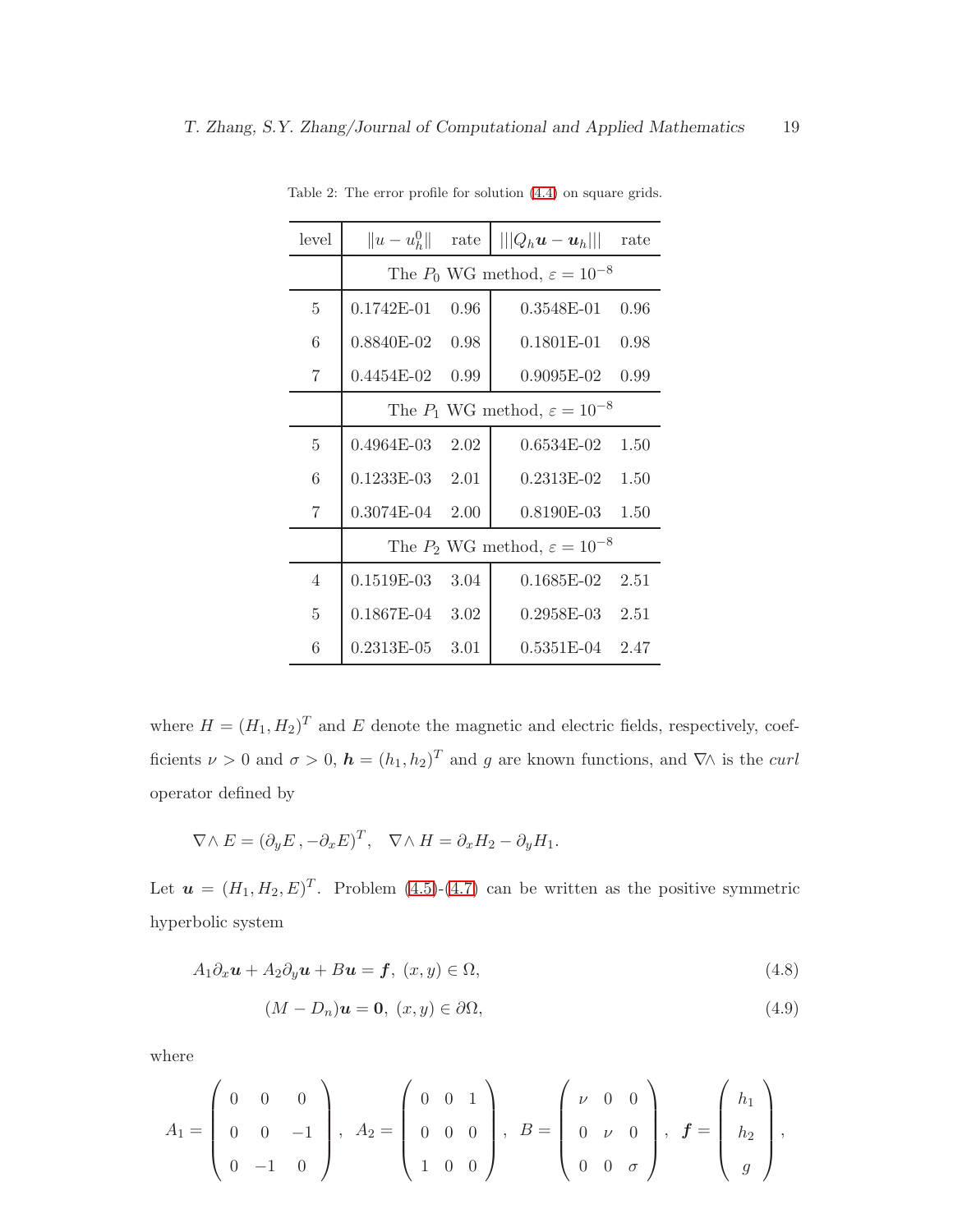Table 2: The error profile for solution (4.4) on square grids.

| level | $\|u-u_h^0\|$ | rate | $\|\|\|Q_h\boldsymbol{u}-\boldsymbol{u}_h\|\|\|$ | rate |
|---|---|---|---|---|
| | The $P_0$ WG method, $\varepsilon=10^{-8}$ | | | |
| 5 | 0.1742E-01 | 0.96 | 0.3548E-01 | 0.96 |
| 6 | 0.8840E-02 | 0.98 | 0.1801E-01 | 0.98 |
| 7 | 0.4454E-02 | 0.99 | 0.9095E-02 | 0.99 |
| | The $P_1$ WG method, $\varepsilon=10^{-8}$ | | | |
| 5 | 0.4964E-03 | 2.02 | 0.6534E-02 | 1.50 |
| 6 | 0.1233E-03 | 2.01 | 0.2313E-02 | 1.50 |
| 7 | 0.3074E-04 | 2.00 | 0.8190E-03 | 1.50 |
| | The $P_2$ WG method, $\varepsilon=10^{-8}$ | | | |
| 4 | 0.1519E-03 | 3.04 | 0.1685E-02 | 2.51 |
| 5 | 0.1867E-04 | 3.02 | 0.2958E-03 | 2.51 |
| 6 | 0.2313E-05 | 3.01 | 0.5351E-04 | 2.47 |

where $H=(H_1,H_2)^T$ and $E$ denote the magnetic and electric fields, respectively, coefficients $\nu>0$ and $\sigma>0$, $\boldsymbol{h}=(h_1,h_2)^T$ and $g$ are known functions, and $\nabla\wedge$ is the *curl* operator defined by

$$\nabla\wedge E=(\partial_y E\,,-\partial_x E)^T,\quad \nabla\wedge H=\partial_x H_2-\partial_y H_1.$$

Let $\boldsymbol{u}=(H_1,H_2,E)^T$. Problem (4.5)-(4.7) can be written as the positive symmetric hyperbolic system

$$A_1\partial_x\boldsymbol{u}+A_2\partial_y\boldsymbol{u}+B\boldsymbol{u}=\boldsymbol{f},\ (x,y)\in\Omega, \tag{4.8}$$

$$(M-D_n)\boldsymbol{u}=\boldsymbol{0},\ (x,y)\in\partial\Omega, \tag{4.9}$$

where

$$A_1=\begin{pmatrix}0&0&0\\0&0&-1\\0&-1&0\end{pmatrix},\quad A_2=\begin{pmatrix}0&0&1\\0&0&0\\1&0&0\end{pmatrix},\quad B=\begin{pmatrix}\nu&0&0\\0&\nu&0\\0&0&\sigma\end{pmatrix},\quad \boldsymbol{f}=\begin{pmatrix}h_1\\h_2\\g\end{pmatrix},$$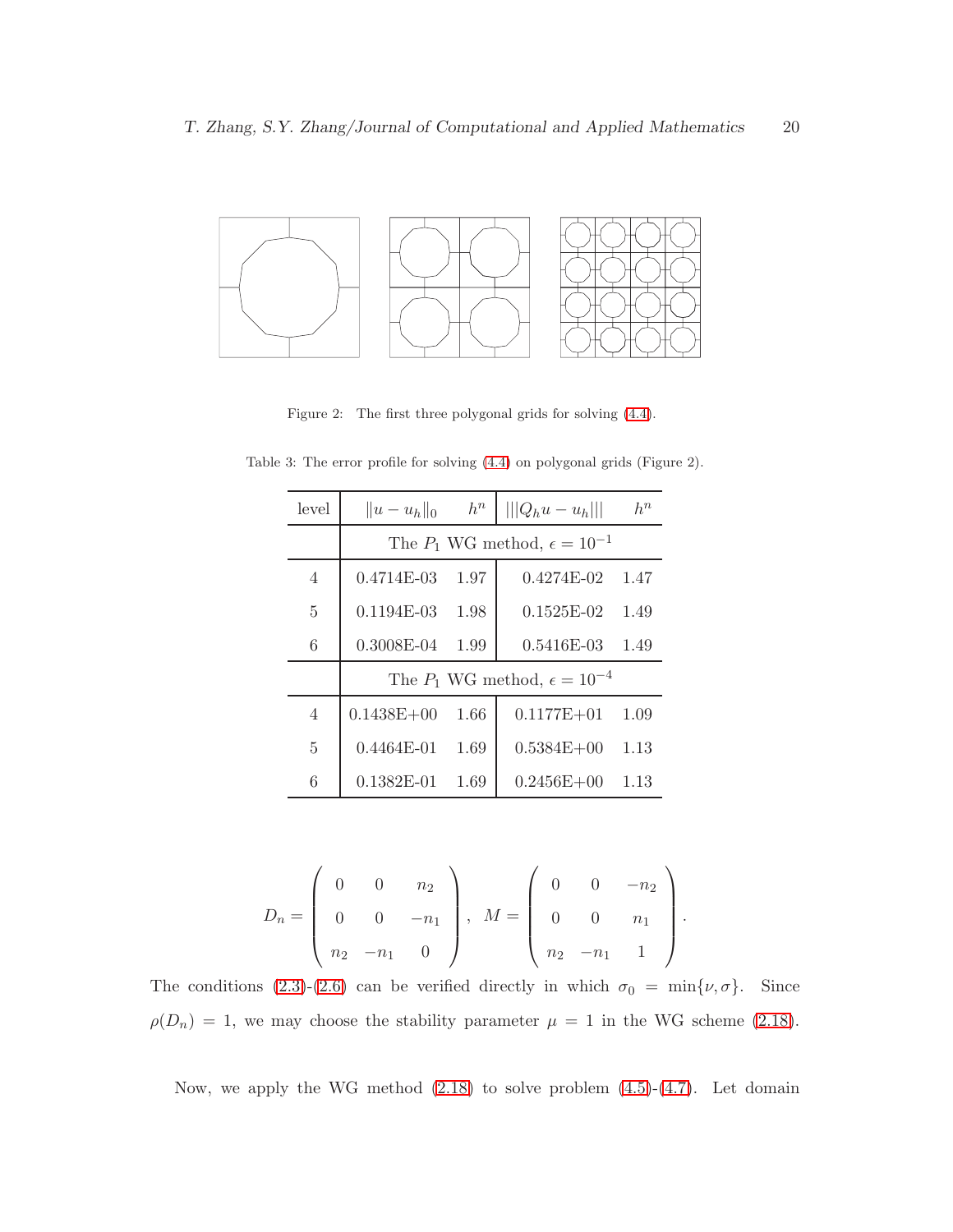Figure 2: The first three polygonal grids for solving (4.4).

Table 3: The error profile for solving (4.4) on polygonal grids (Figure 2).

| level | $\|u-u_h\|_0$ | $h^n$ | $\|\|\|Q_hu-u_h\|\|\|$ | $h^n$ |
|---|---|---|---|---|
| | The $P_1$ WG method, $\epsilon=10^{-1}$ | | | |
| 4 | 0.4714E-03 | 1.97 | 0.4274E-02 | 1.47 |
| 5 | 0.1194E-03 | 1.98 | 0.1525E-02 | 1.49 |
| 6 | 0.3008E-04 | 1.99 | 0.5416E-03 | 1.49 |
| | The $P_1$ WG method, $\epsilon=10^{-4}$ | | | |
| 4 | 0.1438E+00 | 1.66 | 0.1177E+01 | 1.09 |
| 5 | 0.4464E-01 | 1.69 | 0.5384E+00 | 1.13 |
| 6 | 0.1382E-01 | 1.69 | 0.2456E+00 | 1.13 |

$$
D_n = \begin{pmatrix} 0 & 0 & n_2 \\ 0 & 0 & -n_1 \\ n_2 & -n_1 & 0 \end{pmatrix}, \quad M = \begin{pmatrix} 0 & 0 & -n_2 \\ 0 & 0 & n_1 \\ n_2 & -n_1 & 1 \end{pmatrix}.
$$

The conditions (2.3)-(2.6) can be verified directly in which $\sigma_0 = \min\{\nu, \sigma\}$. Since $\rho(D_n) = 1$, we may choose the stability parameter $\mu = 1$ in the WG scheme (2.18).

Now, we apply the WG method (2.18) to solve problem (4.5)-(4.7). Let domain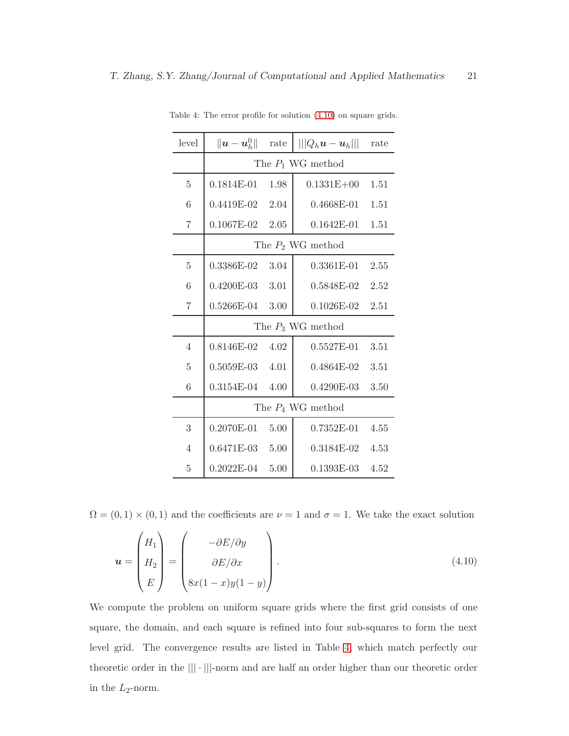Table 4: The error profile for solution (4.10) on square grids.

| level | $\\|\boldsymbol{u} - \boldsymbol{u}_h^0\\|$ | rate | $\|\|\|Q_h\boldsymbol{u} - \boldsymbol{u}_h\|\|\|$ | rate |
|---|---|---|---|---|
| | The $P_1$ WG method | | | |
| 5 | 0.1814E-01 | 1.98 | 0.1331E+00 | 1.51 |
| 6 | 0.4419E-02 | 2.04 | 0.4668E-01 | 1.51 |
| 7 | 0.1067E-02 | 2.05 | 0.1642E-01 | 1.51 |
| | The $P_2$ WG method | | | |
| 5 | 0.3386E-02 | 3.04 | 0.3361E-01 | 2.55 |
| 6 | 0.4200E-03 | 3.01 | 0.5848E-02 | 2.52 |
| 7 | 0.5266E-04 | 3.00 | 0.1026E-02 | 2.51 |
| | The $P_3$ WG method | | | |
| 4 | 0.8146E-02 | 4.02 | 0.5527E-01 | 3.51 |
| 5 | 0.5059E-03 | 4.01 | 0.4864E-02 | 3.51 |
| 6 | 0.3154E-04 | 4.00 | 0.4290E-03 | 3.50 |
| | The $P_4$ WG method | | | |
| 3 | 0.2070E-01 | 5.00 | 0.7352E-01 | 4.55 |
| 4 | 0.6471E-03 | 5.00 | 0.3184E-02 | 4.53 |
| 5 | 0.2022E-04 | 5.00 | 0.1393E-03 | 4.52 |

$\Omega = (0,1) \times (0,1)$ and the coefficients are $\nu = 1$ and $\sigma = 1$. We take the exact solution

$$\boldsymbol{u} = \begin{pmatrix} H_1 \\ H_2 \\ E \end{pmatrix} = \begin{pmatrix} -\partial E/\partial y \\ \partial E/\partial x \\ 8x(1-x)y(1-y) \end{pmatrix}. \tag{4.10}$$

We compute the problem on uniform square grids where the first grid consists of one square, the domain, and each square is refined into four sub-squares to form the next level grid. The convergence results are listed in Table 4, which match perfectly our theoretic order in the $|||\cdot|||$-norm and are half an order higher than our theoretic order in the $L_2$-norm.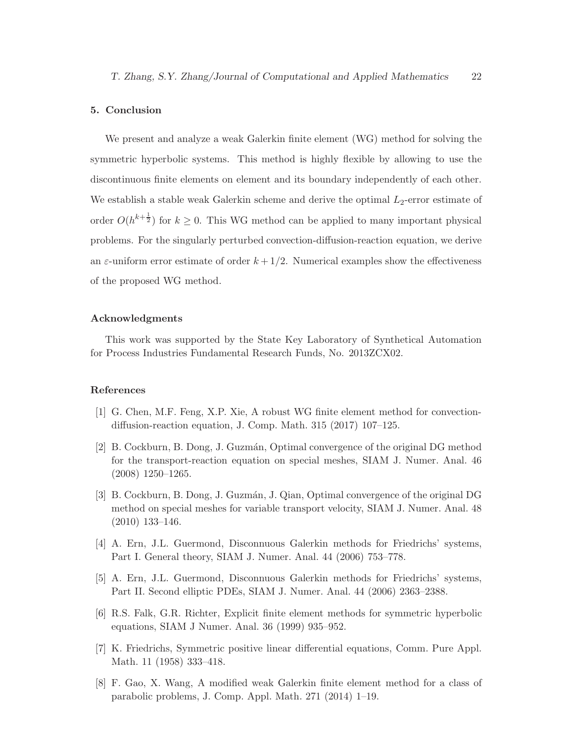## 5. Conclusion

We present and analyze a weak Galerkin finite element (WG) method for solving the symmetric hyperbolic systems. This method is highly flexible by allowing to use the discontinuous finite elements on element and its boundary independently of each other. We establish a stable weak Galerkin scheme and derive the optimal $L_2$-error estimate of order $O(h^{k+\frac{1}{2}})$ for $k \geq 0$. This WG method can be applied to many important physical problems. For the singularly perturbed convection-diffusion-reaction equation, we derive an $\varepsilon$-uniform error estimate of order $k + 1/2$. Numerical examples show the effectiveness of the proposed WG method.

## Acknowledgments

This work was supported by the State Key Laboratory of Synthetical Automation for Process Industries Fundamental Research Funds, No. 2013ZCX02.

## References

[1] G. Chen, M.F. Feng, X.P. Xie, A robust WG finite element method for convection-diffusion-reaction equation, J. Comp. Math. 315 (2017) 107–125.

[2] B. Cockburn, B. Dong, J. Guzmán, Optimal convergence of the original DG method for the transport-reaction equation on special meshes, SIAM J. Numer. Anal. 46 (2008) 1250–1265.

[3] B. Cockburn, B. Dong, J. Guzmán, J. Qian, Optimal convergence of the original DG method on special meshes for variable transport velocity, SIAM J. Numer. Anal. 48 (2010) 133–146.

[4] A. Ern, J.L. Guermond, Disconnuous Galerkin methods for Friedrichs' systems, Part I. General theory, SIAM J. Numer. Anal. 44 (2006) 753–778.

[5] A. Ern, J.L. Guermond, Disconnuous Galerkin methods for Friedrichs' systems, Part II. Second elliptic PDEs, SIAM J. Numer. Anal. 44 (2006) 2363–2388.

[6] R.S. Falk, G.R. Richter, Explicit finite element methods for symmetric hyperbolic equations, SIAM J Numer. Anal. 36 (1999) 935–952.

[7] K. Friedrichs, Symmetric positive linear differential equations, Comm. Pure Appl. Math. 11 (1958) 333–418.

[8] F. Gao, X. Wang, A modified weak Galerkin finite element method for a class of parabolic problems, J. Comp. Appl. Math. 271 (2014) 1–19.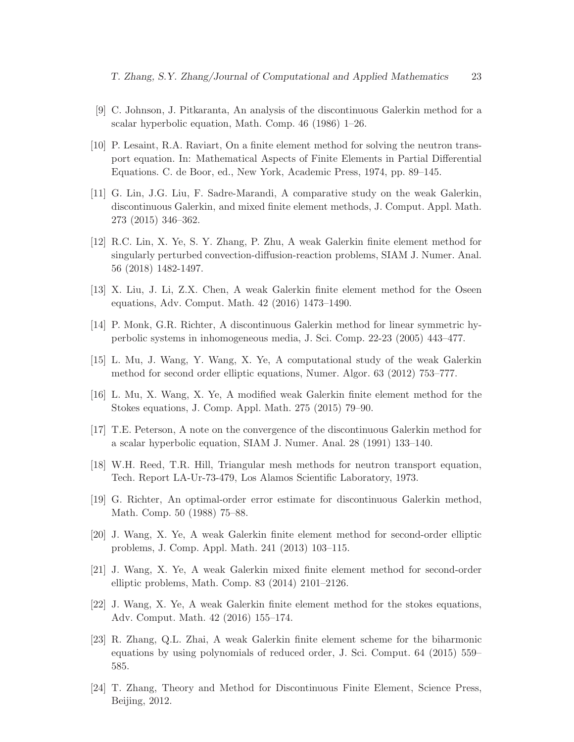[9] C. Johnson, J. Pitkaranta, An analysis of the discontinuous Galerkin method for a scalar hyperbolic equation, Math. Comp. 46 (1986) 1–26.

[10] P. Lesaint, R.A. Raviart, On a finite element method for solving the neutron transport equation. In: Mathematical Aspects of Finite Elements in Partial Differential Equations. C. de Boor, ed., New York, Academic Press, 1974, pp. 89–145.

[11] G. Lin, J.G. Liu, F. Sadre-Marandi, A comparative study on the weak Galerkin, discontinuous Galerkin, and mixed finite element methods, J. Comput. Appl. Math. 273 (2015) 346–362.

[12] R.C. Lin, X. Ye, S. Y. Zhang, P. Zhu, A weak Galerkin finite element method for singularly perturbed convection-diffusion-reaction problems, SIAM J. Numer. Anal. 56 (2018) 1482-1497.

[13] X. Liu, J. Li, Z.X. Chen, A weak Galerkin finite element method for the Oseen equations, Adv. Comput. Math. 42 (2016) 1473–1490.

[14] P. Monk, G.R. Richter, A discontinuous Galerkin method for linear symmetric hyperbolic systems in inhomogeneous media, J. Sci. Comp. 22-23 (2005) 443–477.

[15] L. Mu, J. Wang, Y. Wang, X. Ye, A computational study of the weak Galerkin method for second order elliptic equations, Numer. Algor. 63 (2012) 753–777.

[16] L. Mu, X. Wang, X. Ye, A modified weak Galerkin finite element method for the Stokes equations, J. Comp. Appl. Math. 275 (2015) 79–90.

[17] T.E. Peterson, A note on the convergence of the discontinuous Galerkin method for a scalar hyperbolic equation, SIAM J. Numer. Anal. 28 (1991) 133–140.

[18] W.H. Reed, T.R. Hill, Triangular mesh methods for neutron transport equation, Tech. Report LA-Ur-73-479, Los Alamos Scientific Laboratory, 1973.

[19] G. Richter, An optimal-order error estimate for discontinuous Galerkin method, Math. Comp. 50 (1988) 75–88.

[20] J. Wang, X. Ye, A weak Galerkin finite element method for second-order elliptic problems, J. Comp. Appl. Math. 241 (2013) 103–115.

[21] J. Wang, X. Ye, A weak Galerkin mixed finite element method for second-order elliptic problems, Math. Comp. 83 (2014) 2101–2126.

[22] J. Wang, X. Ye, A weak Galerkin finite element method for the stokes equations, Adv. Comput. Math. 42 (2016) 155–174.

[23] R. Zhang, Q.L. Zhai, A weak Galerkin finite element scheme for the biharmonic equations by using polynomials of reduced order, J. Sci. Comput. 64 (2015) 559–585.

[24] T. Zhang, Theory and Method for Discontinuous Finite Element, Science Press, Beijing, 2012.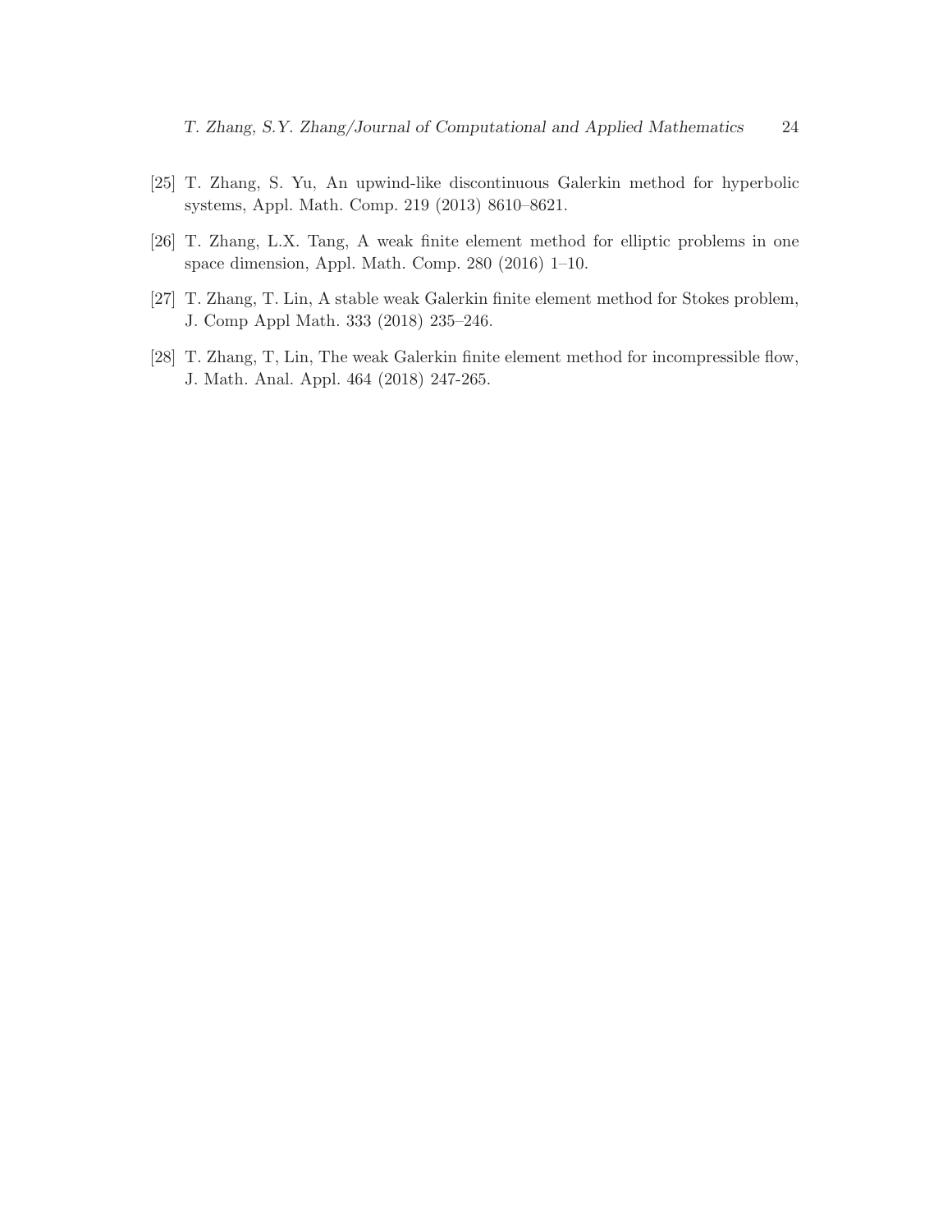[25] T. Zhang, S. Yu, An upwind-like discontinuous Galerkin method for hyperbolic systems, Appl. Math. Comp. 219 (2013) 8610–8621.

[26] T. Zhang, L.X. Tang, A weak finite element method for elliptic problems in one space dimension, Appl. Math. Comp. 280 (2016) 1–10.

[27] T. Zhang, T. Lin, A stable weak Galerkin finite element method for Stokes problem, J. Comp Appl Math. 333 (2018) 235–246.

[28] T. Zhang, T, Lin, The weak Galerkin finite element method for incompressible flow, J. Math. Anal. Appl. 464 (2018) 247-265.